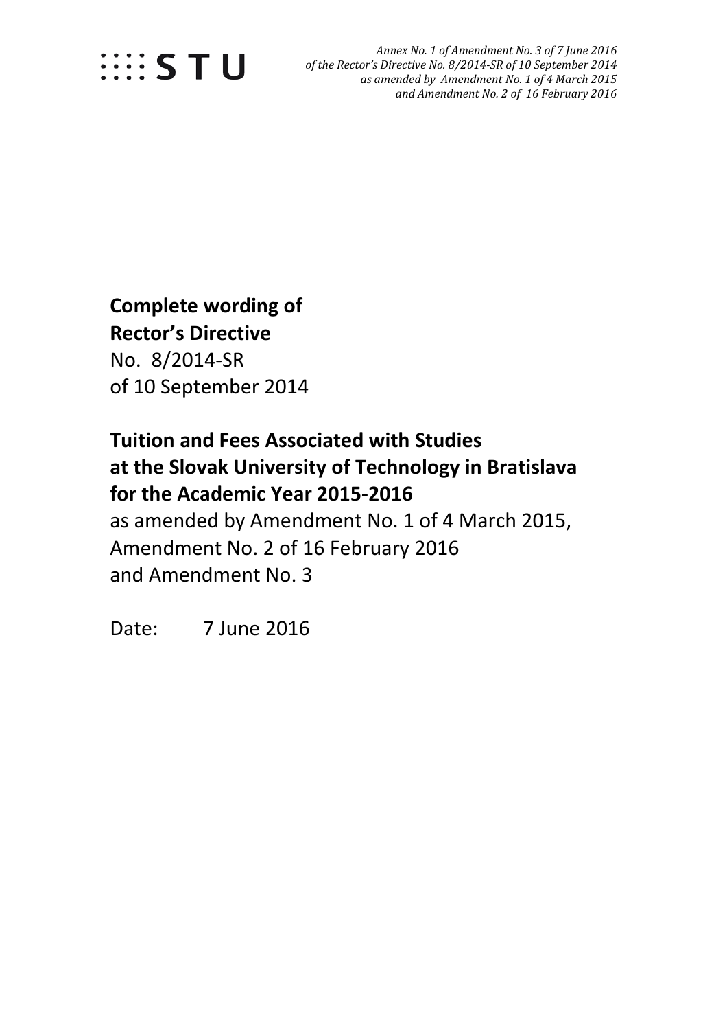STU

*Annex No. 1 of Amendment No. 3 of 7 June 2016*
*of the Rector's Directive No. 8/2014-SR of 10 September 2014*
*as amended by Amendment No. 1 of 4 March 2015*
*and Amendment No. 2 of 16 February 2016*

**Complete wording of**
**Rector's Directive**
No. 8/2014-SR
of 10 September 2014

**Tuition and Fees Associated with Studies at the Slovak University of Technology in Bratislava for the Academic Year 2015-2016**
as amended by Amendment No. 1 of 4 March 2015,
Amendment No. 2 of 16 February 2016
and Amendment No. 3

Date: 7 June 2016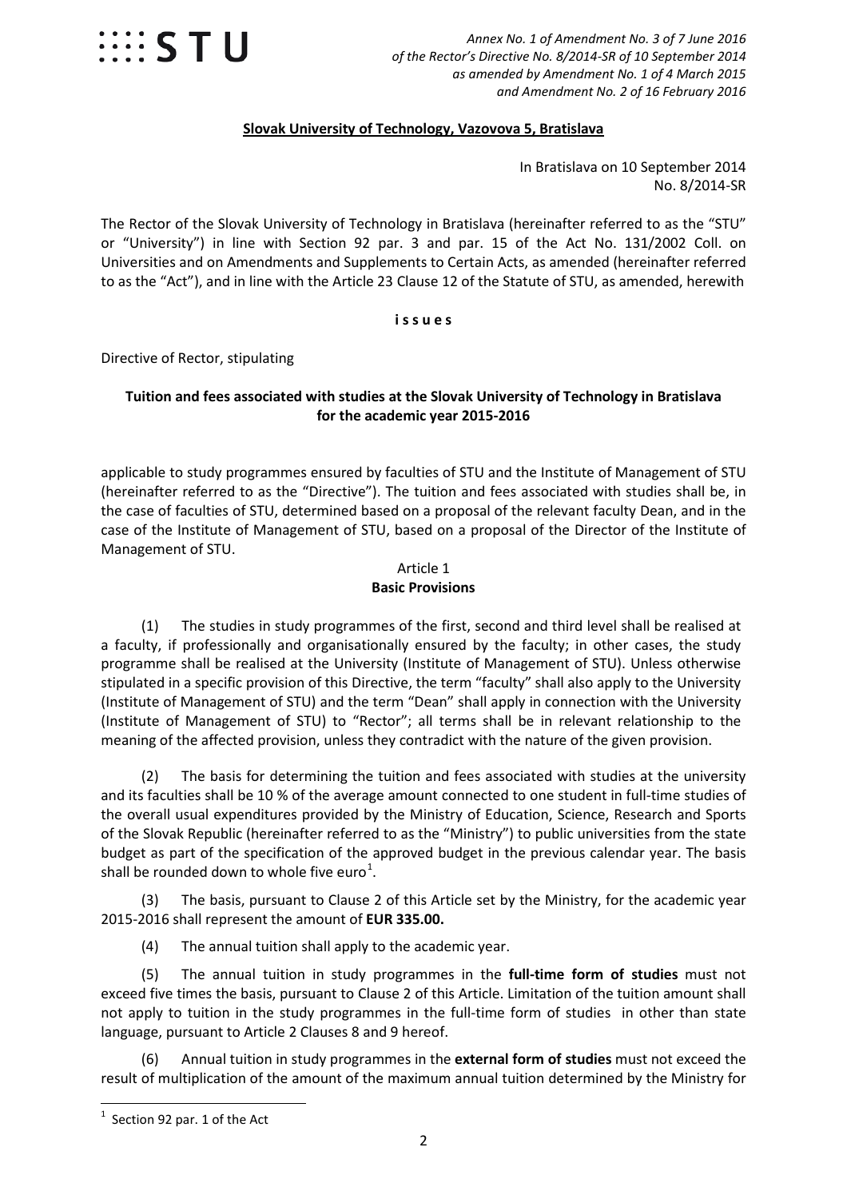*Annex No. 1 of Amendment No. 3 of 7 June 2016*
*of the Rector's Directive No. 8/2014-SR of 10 September 2014*
*as amended by Amendment No. 1 of 4 March 2015*
*and Amendment No. 2 of 16 February 2016*

**Slovak University of Technology, Vazovova 5, Bratislava**

In Bratislava on 10 September 2014
No. 8/2014-SR

The Rector of the Slovak University of Technology in Bratislava (hereinafter referred to as the "STU" or "University") in line with Section 92 par. 3 and par. 15 of the Act No. 131/2002 Coll. on Universities and on Amendments and Supplements to Certain Acts, as amended (hereinafter referred to as the "Act"), and in line with the Article 23 Clause 12 of the Statute of STU, as amended, herewith

**i s s u e s**

Directive of Rector, stipulating

**Tuition and fees associated with studies at the Slovak University of Technology in Bratislava for the academic year 2015-2016**

applicable to study programmes ensured by faculties of STU and the Institute of Management of STU (hereinafter referred to as the "Directive"). The tuition and fees associated with studies shall be, in the case of faculties of STU, determined based on a proposal of the relevant faculty Dean, and in the case of the Institute of Management of STU, based on a proposal of the Director of the Institute of Management of STU.

## Article 1
## Basic Provisions

(1) The studies in study programmes of the first, second and third level shall be realised at a faculty, if professionally and organisationally ensured by the faculty; in other cases, the study programme shall be realised at the University (Institute of Management of STU). Unless otherwise stipulated in a specific provision of this Directive, the term "faculty" shall also apply to the University (Institute of Management of STU) and the term "Dean" shall apply in connection with the University (Institute of Management of STU) to "Rector"; all terms shall be in relevant relationship to the meaning of the affected provision, unless they contradict with the nature of the given provision.

(2) The basis for determining the tuition and fees associated with studies at the university and its faculties shall be 10 % of the average amount connected to one student in full-time studies of the overall usual expenditures provided by the Ministry of Education, Science, Research and Sports of the Slovak Republic (hereinafter referred to as the "Ministry") to public universities from the state budget as part of the specification of the approved budget in the previous calendar year. The basis shall be rounded down to whole five euro[1].

(3) The basis, pursuant to Clause 2 of this Article set by the Ministry, for the academic year 2015-2016 shall represent the amount of **EUR 335.00.**

(4) The annual tuition shall apply to the academic year.

(5) The annual tuition in study programmes in the **full-time form of studies** must not exceed five times the basis, pursuant to Clause 2 of this Article. Limitation of the tuition amount shall not apply to tuition in the study programmes in the full-time form of studies in other than state language, pursuant to Article 2 Clauses 8 and 9 hereof.

(6) Annual tuition in study programmes in the **external form of studies** must not exceed the result of multiplication of the amount of the maximum annual tuition determined by the Ministry for

[1] Section 92 par. 1 of the Act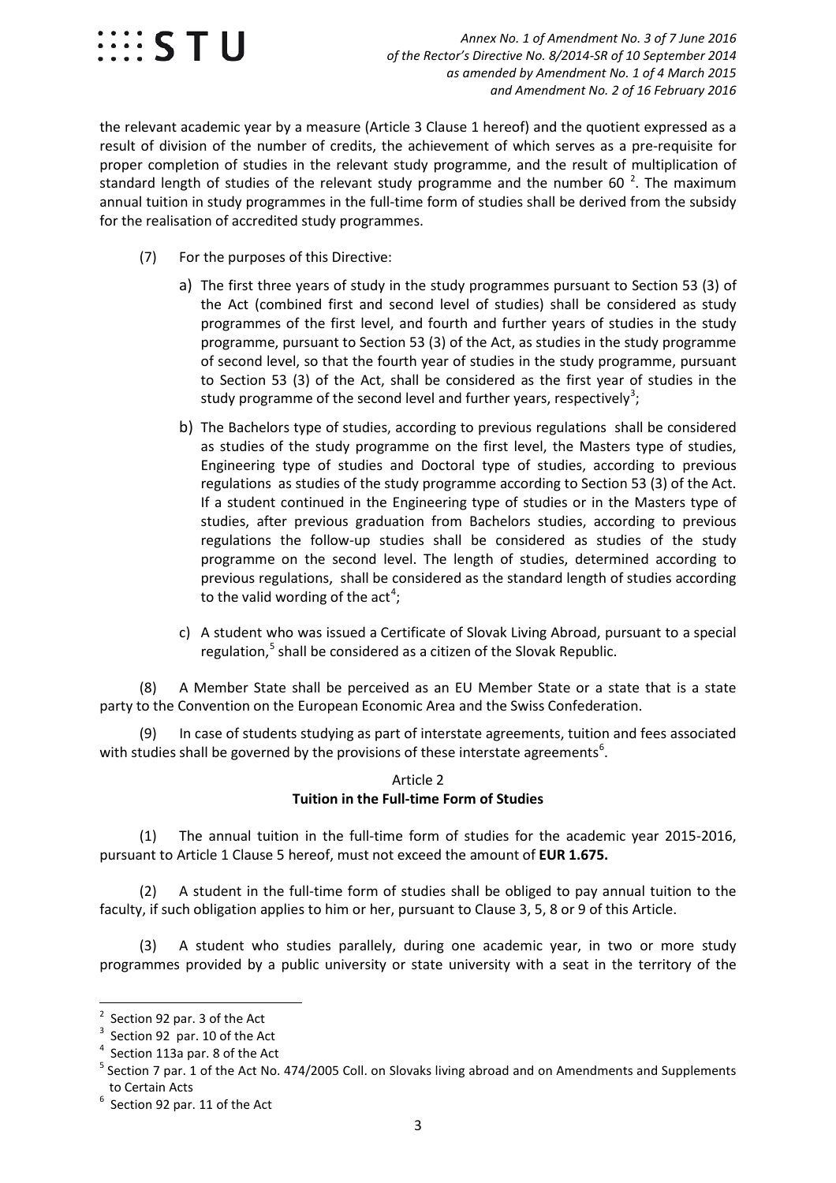the relevant academic year by a measure (Article 3 Clause 1 hereof) and the quotient expressed as a result of division of the number of credits, the achievement of which serves as a pre-requisite for proper completion of studies in the relevant study programme, and the result of multiplication of standard length of studies of the relevant study programme and the number 60 [2]. The maximum annual tuition in study programmes in the full-time form of studies shall be derived from the subsidy for the realisation of accredited study programmes.

(7) For the purposes of this Directive:

a) The first three years of study in the study programmes pursuant to Section 53 (3) of the Act (combined first and second level of studies) shall be considered as study programmes of the first level, and fourth and further years of studies in the study programme, pursuant to Section 53 (3) of the Act, as studies in the study programme of second level, so that the fourth year of studies in the study programme, pursuant to Section 53 (3) of the Act, shall be considered as the first year of studies in the study programme of the second level and further years, respectively[3];

b) The Bachelors type of studies, according to previous regulations shall be considered as studies of the study programme on the first level, the Masters type of studies, Engineering type of studies and Doctoral type of studies, according to previous regulations as studies of the study programme according to Section 53 (3) of the Act. If a student continued in the Engineering type of studies or in the Masters type of studies, after previous graduation from Bachelors studies, according to previous regulations the follow-up studies shall be considered as studies of the study programme on the second level. The length of studies, determined according to previous regulations, shall be considered as the standard length of studies according to the valid wording of the act[4];

c) A student who was issued a Certificate of Slovak Living Abroad, pursuant to a special regulation,[5] shall be considered as a citizen of the Slovak Republic.

(8) A Member State shall be perceived as an EU Member State or a state that is a state party to the Convention on the European Economic Area and the Swiss Confederation.

(9) In case of students studying as part of interstate agreements, tuition and fees associated with studies shall be governed by the provisions of these interstate agreements[6].

## Article 2
## Tuition in the Full-time Form of Studies

(1) The annual tuition in the full-time form of studies for the academic year 2015-2016, pursuant to Article 1 Clause 5 hereof, must not exceed the amount of **EUR 1.675.**

(2) A student in the full-time form of studies shall be obliged to pay annual tuition to the faculty, if such obligation applies to him or her, pursuant to Clause 3, 5, 8 or 9 of this Article.

(3) A student who studies parallelly, during one academic year, in two or more study programmes provided by a public university or state university with a seat in the territory of the

---

[2] Section 92 par. 3 of the Act

[3] Section 92 par. 10 of the Act

[4] Section 113a par. 8 of the Act

[5] Section 7 par. 1 of the Act No. 474/2005 Coll. on Slovaks living abroad and on Amendments and Supplements to Certain Acts

[6] Section 92 par. 11 of the Act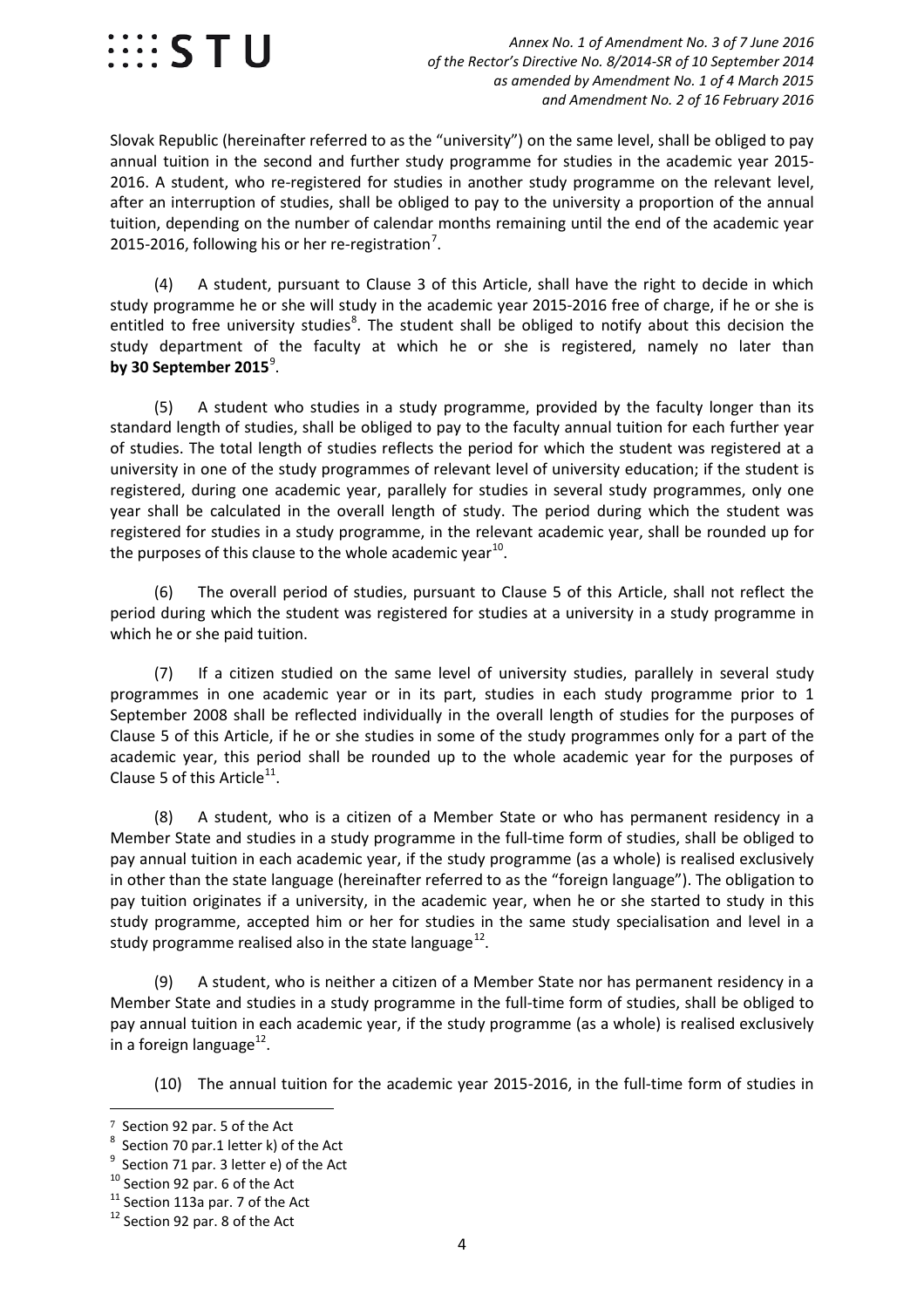Slovak Republic (hereinafter referred to as the "university") on the same level, shall be obliged to pay annual tuition in the second and further study programme for studies in the academic year 2015-2016. A student, who re-registered for studies in another study programme on the relevant level, after an interruption of studies, shall be obliged to pay to the university a proportion of the annual tuition, depending on the number of calendar months remaining until the end of the academic year 2015-2016, following his or her re-registration[7].

(4) A student, pursuant to Clause 3 of this Article, shall have the right to decide in which study programme he or she will study in the academic year 2015-2016 free of charge, if he or she is entitled to free university studies[8]. The student shall be obliged to notify about this decision the study department of the faculty at which he or she is registered, namely no later than **by 30 September 2015**[9].

(5) A student who studies in a study programme, provided by the faculty longer than its standard length of studies, shall be obliged to pay to the faculty annual tuition for each further year of studies. The total length of studies reflects the period for which the student was registered at a university in one of the study programmes of relevant level of university education; if the student is registered, during one academic year, parallely for studies in several study programmes, only one year shall be calculated in the overall length of study. The period during which the student was registered for studies in a study programme, in the relevant academic year, shall be rounded up for the purposes of this clause to the whole academic year[10].

(6) The overall period of studies, pursuant to Clause 5 of this Article, shall not reflect the period during which the student was registered for studies at a university in a study programme in which he or she paid tuition.

(7) If a citizen studied on the same level of university studies, parallely in several study programmes in one academic year or in its part, studies in each study programme prior to 1 September 2008 shall be reflected individually in the overall length of studies for the purposes of Clause 5 of this Article, if he or she studies in some of the study programmes only for a part of the academic year, this period shall be rounded up to the whole academic year for the purposes of Clause 5 of this Article[11].

(8) A student, who is a citizen of a Member State or who has permanent residency in a Member State and studies in a study programme in the full-time form of studies, shall be obliged to pay annual tuition in each academic year, if the study programme (as a whole) is realised exclusively in other than the state language (hereinafter referred to as the "foreign language"). The obligation to pay tuition originates if a university, in the academic year, when he or she started to study in this study programme, accepted him or her for studies in the same study specialisation and level in a study programme realised also in the state language[12].

(9) A student, who is neither a citizen of a Member State nor has permanent residency in a Member State and studies in a study programme in the full-time form of studies, shall be obliged to pay annual tuition in each academic year, if the study programme (as a whole) is realised exclusively in a foreign language[12].

(10) The annual tuition for the academic year 2015-2016, in the full-time form of studies in

---

[7] Section 92 par. 5 of the Act

[8] Section 70 par.1 letter k) of the Act

[9] Section 71 par. 3 letter e) of the Act

[10] Section 92 par. 6 of the Act

[11] Section 113a par. 7 of the Act

[12] Section 92 par. 8 of the Act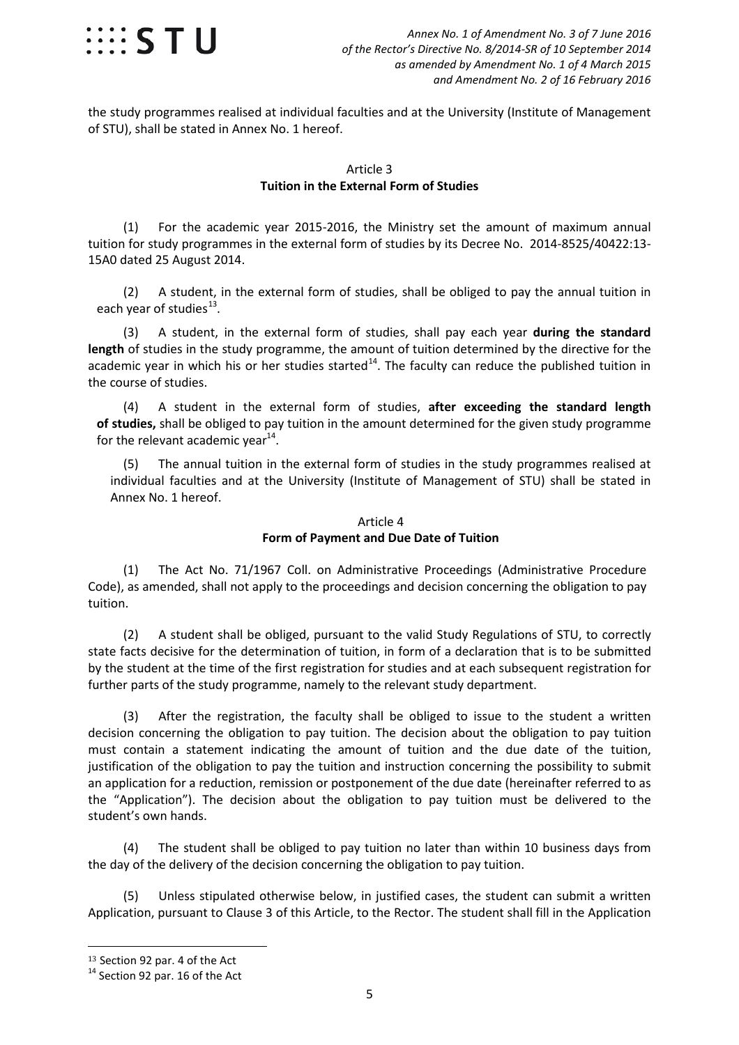the study programmes realised at individual faculties and at the University (Institute of Management of STU), shall be stated in Annex No. 1 hereof.

### Article 3
### Tuition in the External Form of Studies

(1) For the academic year 2015-2016, the Ministry set the amount of maximum annual tuition for study programmes in the external form of studies by its Decree No. 2014-8525/40422:13-15A0 dated 25 August 2014.

(2) A student, in the external form of studies, shall be obliged to pay the annual tuition in each year of studies[13].

(3) A student, in the external form of studies, shall pay each year **during the standard length** of studies in the study programme, the amount of tuition determined by the directive for the academic year in which his or her studies started[14]. The faculty can reduce the published tuition in the course of studies.

(4) A student in the external form of studies, **after exceeding the standard length of studies,** shall be obliged to pay tuition in the amount determined for the given study programme for the relevant academic year[14].

(5) The annual tuition in the external form of studies in the study programmes realised at individual faculties and at the University (Institute of Management of STU) shall be stated in Annex No. 1 hereof.

### Article 4
### Form of Payment and Due Date of Tuition

(1) The Act No. 71/1967 Coll. on Administrative Proceedings (Administrative Procedure Code), as amended, shall not apply to the proceedings and decision concerning the obligation to pay tuition.

(2) A student shall be obliged, pursuant to the valid Study Regulations of STU, to correctly state facts decisive for the determination of tuition, in form of a declaration that is to be submitted by the student at the time of the first registration for studies and at each subsequent registration for further parts of the study programme, namely to the relevant study department.

(3) After the registration, the faculty shall be obliged to issue to the student a written decision concerning the obligation to pay tuition. The decision about the obligation to pay tuition must contain a statement indicating the amount of tuition and the due date of the tuition, justification of the obligation to pay the tuition and instruction concerning the possibility to submit an application for a reduction, remission or postponement of the due date (hereinafter referred to as the "Application"). The decision about the obligation to pay tuition must be delivered to the student's own hands.

(4) The student shall be obliged to pay tuition no later than within 10 business days from the day of the delivery of the decision concerning the obligation to pay tuition.

(5) Unless stipulated otherwise below, in justified cases, the student can submit a written Application, pursuant to Clause 3 of this Article, to the Rector. The student shall fill in the Application

---

[13] Section 92 par. 4 of the Act

[14] Section 92 par. 16 of the Act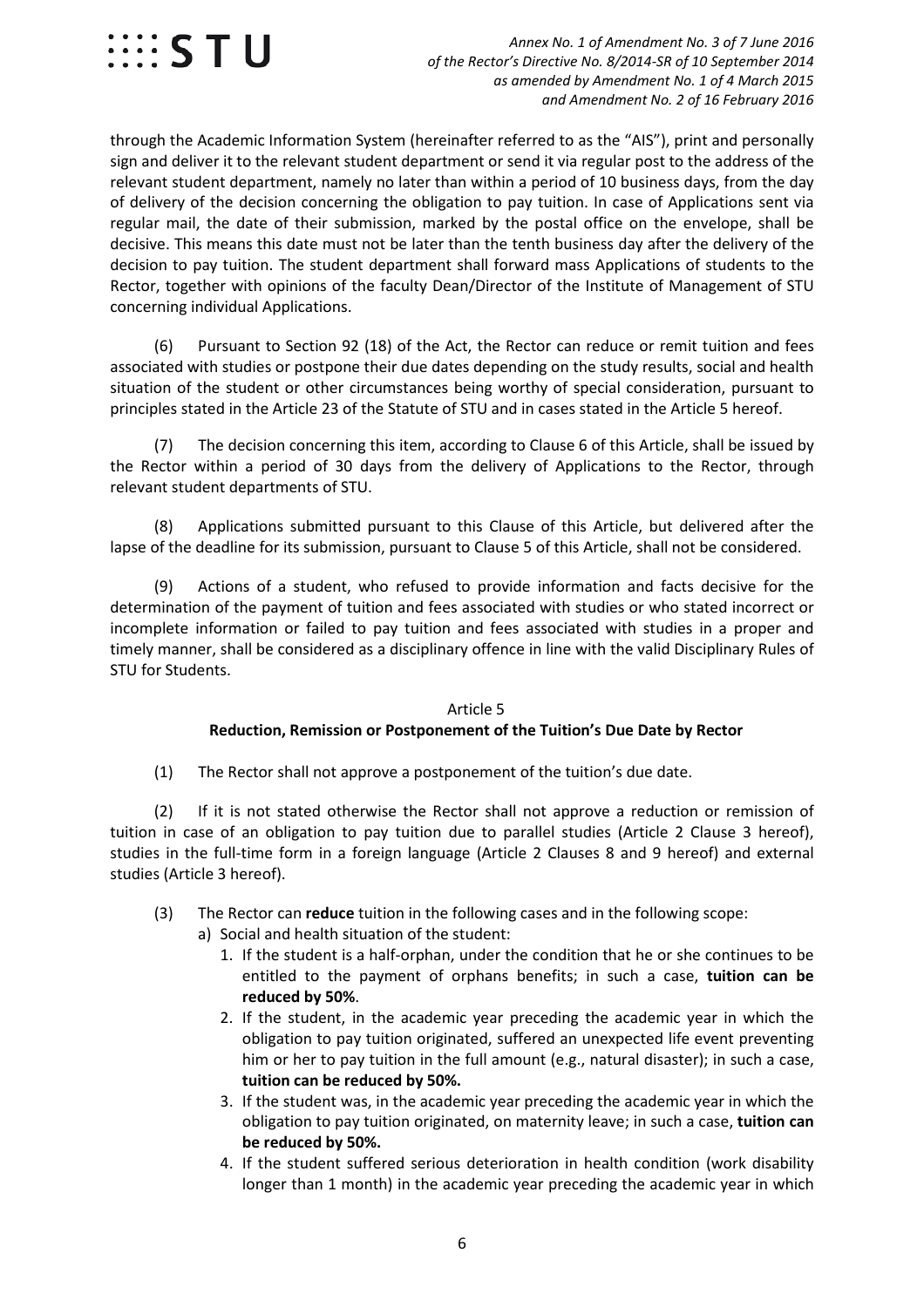through the Academic Information System (hereinafter referred to as the "AIS"), print and personally sign and deliver it to the relevant student department or send it via regular post to the address of the relevant student department, namely no later than within a period of 10 business days, from the day of delivery of the decision concerning the obligation to pay tuition. In case of Applications sent via regular mail, the date of their submission, marked by the postal office on the envelope, shall be decisive. This means this date must not be later than the tenth business day after the delivery of the decision to pay tuition. The student department shall forward mass Applications of students to the Rector, together with opinions of the faculty Dean/Director of the Institute of Management of STU concerning individual Applications.

(6) Pursuant to Section 92 (18) of the Act, the Rector can reduce or remit tuition and fees associated with studies or postpone their due dates depending on the study results, social and health situation of the student or other circumstances being worthy of special consideration, pursuant to principles stated in the Article 23 of the Statute of STU and in cases stated in the Article 5 hereof.

(7) The decision concerning this item, according to Clause 6 of this Article, shall be issued by the Rector within a period of 30 days from the delivery of Applications to the Rector, through relevant student departments of STU.

(8) Applications submitted pursuant to this Clause of this Article, but delivered after the lapse of the deadline for its submission, pursuant to Clause 5 of this Article, shall not be considered.

(9) Actions of a student, who refused to provide information and facts decisive for the determination of the payment of tuition and fees associated with studies or who stated incorrect or incomplete information or failed to pay tuition and fees associated with studies in a proper and timely manner, shall be considered as a disciplinary offence in line with the valid Disciplinary Rules of STU for Students.

Article 5

**Reduction, Remission or Postponement of the Tuition's Due Date by Rector**

(1) The Rector shall not approve a postponement of the tuition's due date.

(2) If it is not stated otherwise the Rector shall not approve a reduction or remission of tuition in case of an obligation to pay tuition due to parallel studies (Article 2 Clause 3 hereof), studies in the full-time form in a foreign language (Article 2 Clauses 8 and 9 hereof) and external studies (Article 3 hereof).

(3) The Rector can **reduce** tuition in the following cases and in the following scope:

a) Social and health situation of the student:

1. If the student is a half-orphan, under the condition that he or she continues to be entitled to the payment of orphans benefits; in such a case, **tuition can be reduced by 50%**.
2. If the student, in the academic year preceding the academic year in which the obligation to pay tuition originated, suffered an unexpected life event preventing him or her to pay tuition in the full amount (e.g., natural disaster); in such a case, **tuition can be reduced by 50%.**
3. If the student was, in the academic year preceding the academic year in which the obligation to pay tuition originated, on maternity leave; in such a case, **tuition can be reduced by 50%.**
4. If the student suffered serious deterioration in health condition (work disability longer than 1 month) in the academic year preceding the academic year in which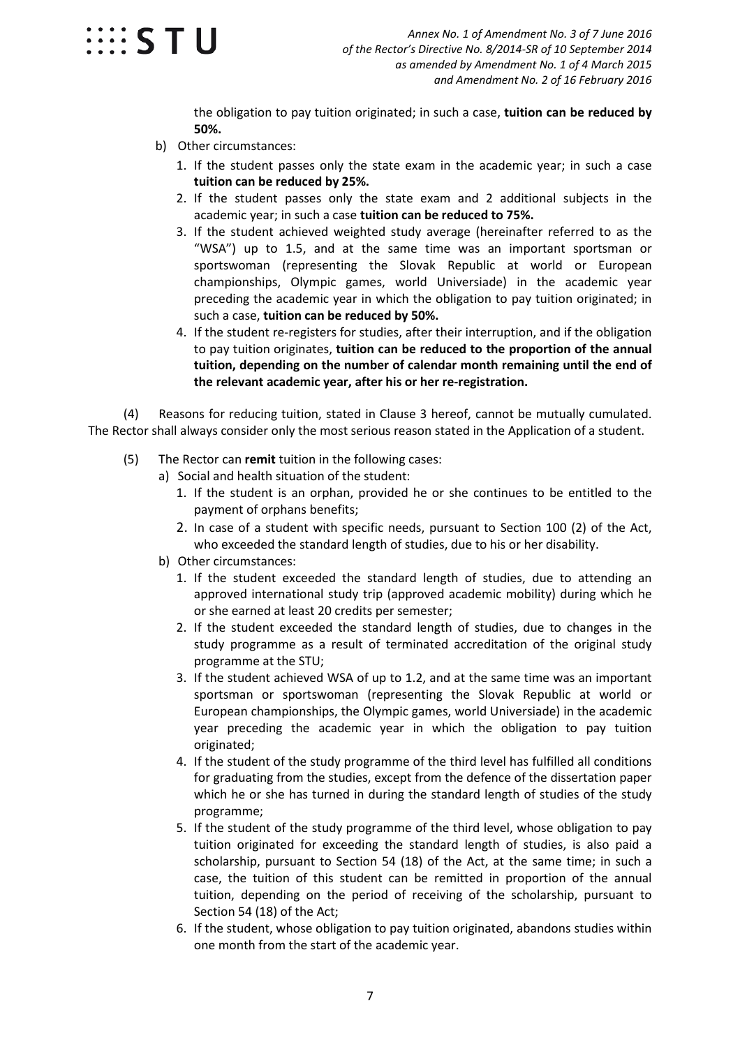the obligation to pay tuition originated; in such a case, **tuition can be reduced by 50%.**

b) Other circumstances:

1. If the student passes only the state exam in the academic year; in such a case **tuition can be reduced by 25%.**
2. If the student passes only the state exam and 2 additional subjects in the academic year; in such a case **tuition can be reduced to 75%.**
3. If the student achieved weighted study average (hereinafter referred to as the "WSA") up to 1.5, and at the same time was an important sportsman or sportswoman (representing the Slovak Republic at world or European championships, Olympic games, world Universiade) in the academic year preceding the academic year in which the obligation to pay tuition originated; in such a case, **tuition can be reduced by 50%.**
4. If the student re-registers for studies, after their interruption, and if the obligation to pay tuition originates, **tuition can be reduced to the proportion of the annual tuition, depending on the number of calendar month remaining until the end of the relevant academic year, after his or her re-registration.**

(4) Reasons for reducing tuition, stated in Clause 3 hereof, cannot be mutually cumulated. The Rector shall always consider only the most serious reason stated in the Application of a student.

(5) The Rector can **remit** tuition in the following cases:

a) Social and health situation of the student:

1. If the student is an orphan, provided he or she continues to be entitled to the payment of orphans benefits;
2. In case of a student with specific needs, pursuant to Section 100 (2) of the Act, who exceeded the standard length of studies, due to his or her disability.

b) Other circumstances:

1. If the student exceeded the standard length of studies, due to attending an approved international study trip (approved academic mobility) during which he or she earned at least 20 credits per semester;
2. If the student exceeded the standard length of studies, due to changes in the study programme as a result of terminated accreditation of the original study programme at the STU;
3. If the student achieved WSA of up to 1.2, and at the same time was an important sportsman or sportswoman (representing the Slovak Republic at world or European championships, the Olympic games, world Universiade) in the academic year preceding the academic year in which the obligation to pay tuition originated;
4. If the student of the study programme of the third level has fulfilled all conditions for graduating from the studies, except from the defence of the dissertation paper which he or she has turned in during the standard length of studies of the study programme;
5. If the student of the study programme of the third level, whose obligation to pay tuition originated for exceeding the standard length of studies, is also paid a scholarship, pursuant to Section 54 (18) of the Act, at the same time; in such a case, the tuition of this student can be remitted in proportion of the annual tuition, depending on the period of receiving of the scholarship, pursuant to Section 54 (18) of the Act;
6. If the student, whose obligation to pay tuition originated, abandons studies within one month from the start of the academic year.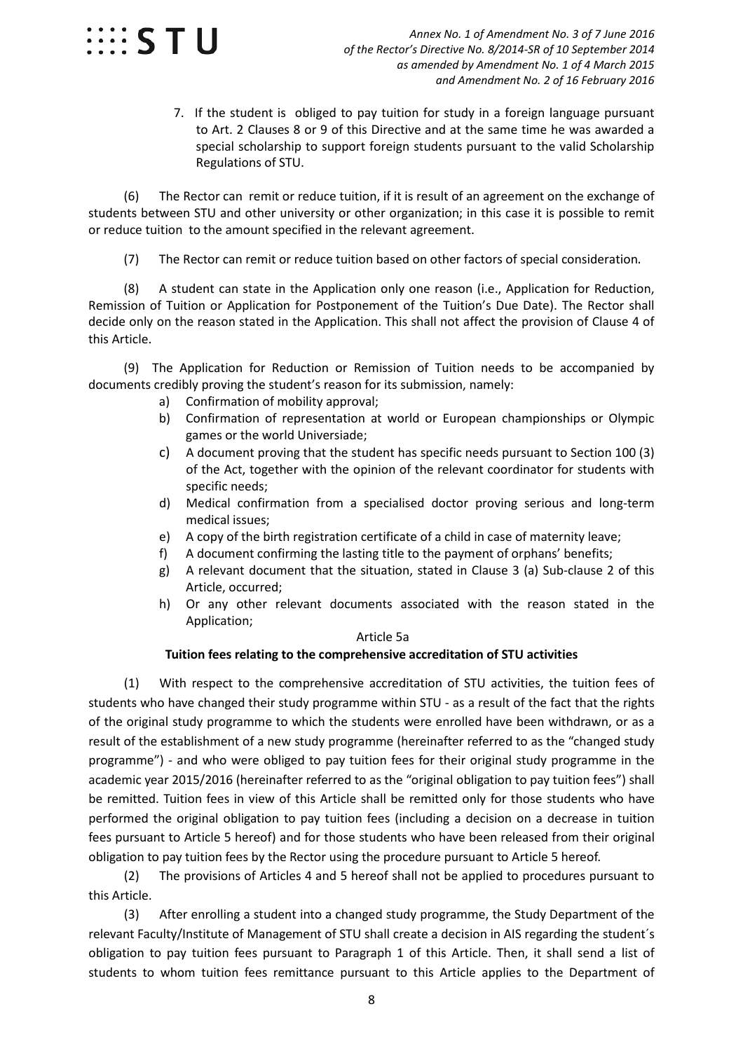7. If the student is obliged to pay tuition for study in a foreign language pursuant to Art. 2 Clauses 8 or 9 of this Directive and at the same time he was awarded a special scholarship to support foreign students pursuant to the valid Scholarship Regulations of STU.

(6) The Rector can remit or reduce tuition, if it is result of an agreement on the exchange of students between STU and other university or other organization; in this case it is possible to remit or reduce tuition to the amount specified in the relevant agreement.

(7) The Rector can remit or reduce tuition based on other factors of special consideration.

(8) A student can state in the Application only one reason (i.e., Application for Reduction, Remission of Tuition or Application for Postponement of the Tuition's Due Date). The Rector shall decide only on the reason stated in the Application. This shall not affect the provision of Clause 4 of this Article.

(9) The Application for Reduction or Remission of Tuition needs to be accompanied by documents credibly proving the student's reason for its submission, namely:

a) Confirmation of mobility approval;
b) Confirmation of representation at world or European championships or Olympic games or the world Universiade;
c) A document proving that the student has specific needs pursuant to Section 100 (3) of the Act, together with the opinion of the relevant coordinator for students with specific needs;
d) Medical confirmation from a specialised doctor proving serious and long-term medical issues;
e) A copy of the birth registration certificate of a child in case of maternity leave;
f) A document confirming the lasting title to the payment of orphans' benefits;
g) A relevant document that the situation, stated in Clause 3 (a) Sub-clause 2 of this Article, occurred;
h) Or any other relevant documents associated with the reason stated in the Application;

Article 5a

**Tuition fees relating to the comprehensive accreditation of STU activities**

(1) With respect to the comprehensive accreditation of STU activities, the tuition fees of students who have changed their study programme within STU - as a result of the fact that the rights of the original study programme to which the students were enrolled have been withdrawn, or as a result of the establishment of a new study programme (hereinafter referred to as the "changed study programme") - and who were obliged to pay tuition fees for their original study programme in the academic year 2015/2016 (hereinafter referred to as the "original obligation to pay tuition fees") shall be remitted. Tuition fees in view of this Article shall be remitted only for those students who have performed the original obligation to pay tuition fees (including a decision on a decrease in tuition fees pursuant to Article 5 hereof) and for those students who have been released from their original obligation to pay tuition fees by the Rector using the procedure pursuant to Article 5 hereof.

(2) The provisions of Articles 4 and 5 hereof shall not be applied to procedures pursuant to this Article.

(3) After enrolling a student into a changed study programme, the Study Department of the relevant Faculty/Institute of Management of STU shall create a decision in AIS regarding the student´s obligation to pay tuition fees pursuant to Paragraph 1 of this Article. Then, it shall send a list of students to whom tuition fees remittance pursuant to this Article applies to the Department of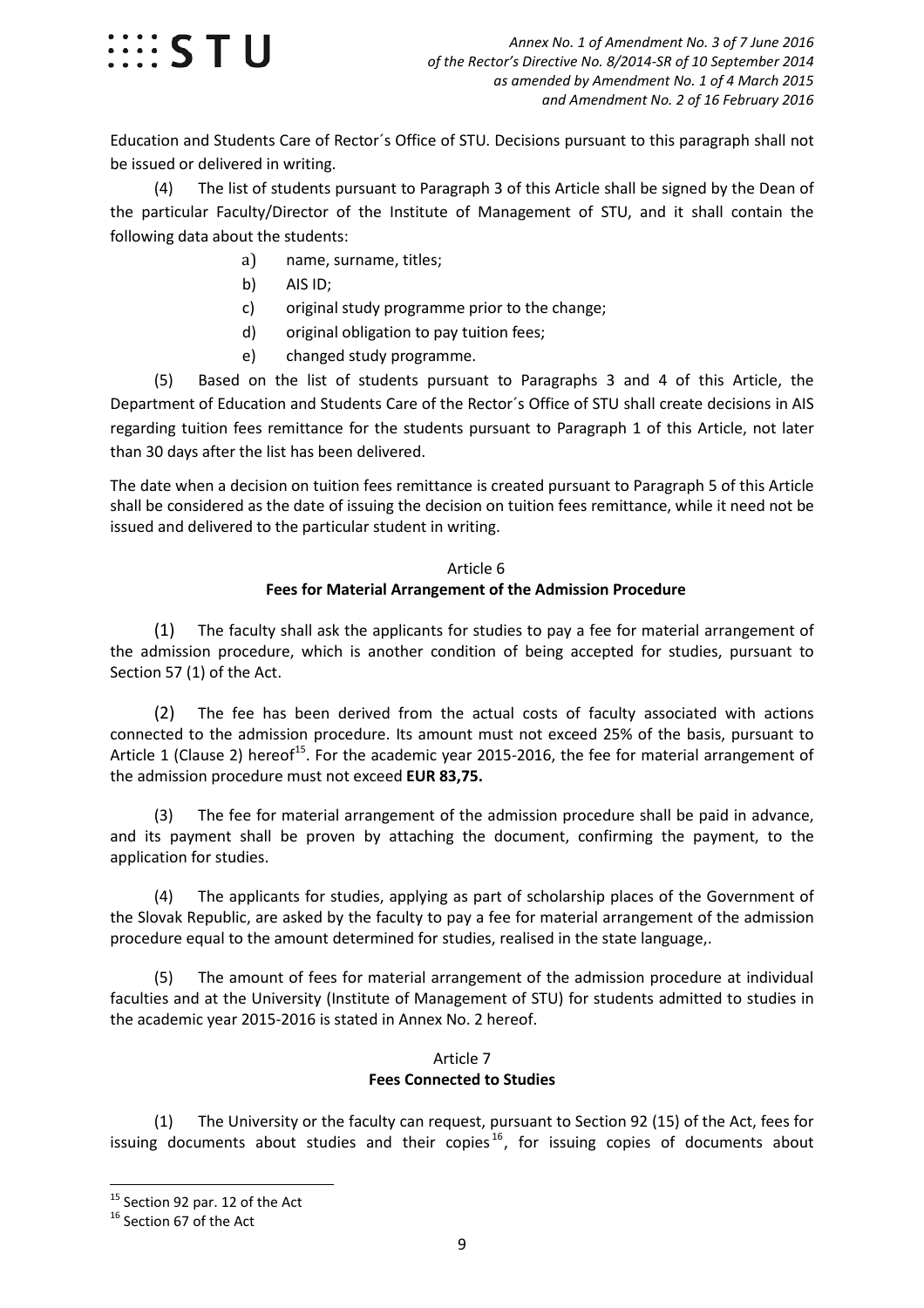Education and Students Care of Rector´s Office of STU. Decisions pursuant to this paragraph shall not be issued or delivered in writing.

(4) The list of students pursuant to Paragraph 3 of this Article shall be signed by the Dean of the particular Faculty/Director of the Institute of Management of STU, and it shall contain the following data about the students:

a) name, surname, titles;
b) AIS ID;
c) original study programme prior to the change;
d) original obligation to pay tuition fees;
e) changed study programme.

(5) Based on the list of students pursuant to Paragraphs 3 and 4 of this Article, the Department of Education and Students Care of the Rector´s Office of STU shall create decisions in AIS regarding tuition fees remittance for the students pursuant to Paragraph 1 of this Article, not later than 30 days after the list has been delivered.

The date when a decision on tuition fees remittance is created pursuant to Paragraph 5 of this Article shall be considered as the date of issuing the decision on tuition fees remittance, while it need not be issued and delivered to the particular student in writing.

### Article 6
### Fees for Material Arrangement of the Admission Procedure

(1) The faculty shall ask the applicants for studies to pay a fee for material arrangement of the admission procedure, which is another condition of being accepted for studies, pursuant to Section 57 (1) of the Act.

(2) The fee has been derived from the actual costs of faculty associated with actions connected to the admission procedure. Its amount must not exceed 25% of the basis, pursuant to Article 1 (Clause 2) hereof[15]. For the academic year 2015-2016, the fee for material arrangement of the admission procedure must not exceed **EUR 83,75.**

(3) The fee for material arrangement of the admission procedure shall be paid in advance, and its payment shall be proven by attaching the document, confirming the payment, to the application for studies.

(4) The applicants for studies, applying as part of scholarship places of the Government of the Slovak Republic, are asked by the faculty to pay a fee for material arrangement of the admission procedure equal to the amount determined for studies, realised in the state language,.

(5) The amount of fees for material arrangement of the admission procedure at individual faculties and at the University (Institute of Management of STU) for students admitted to studies in the academic year 2015-2016 is stated in Annex No. 2 hereof.

### Article 7
### Fees Connected to Studies

(1) The University or the faculty can request, pursuant to Section 92 (15) of the Act, fees for issuing documents about studies and their copies[16], for issuing copies of documents about

[15] Section 92 par. 12 of the Act

[16] Section 67 of the Act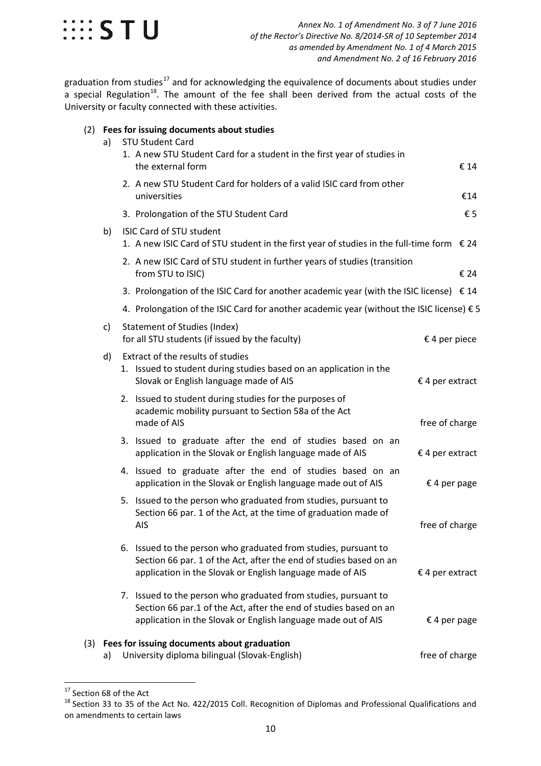graduation from studies[17] and for acknowledging the equivalence of documents about studies under a special Regulation[18]. The amount of the fee shall been derived from the actual costs of the University or faculty connected with these activities.

(2) **Fees for issuing documents about studies**

a) STU Student Card

1. A new STU Student Card for a student in the first year of studies in the external form — € 14
2. A new STU Student Card for holders of a valid ISIC card from other universities — €14
3. Prolongation of the STU Student Card — € 5

b) ISIC Card of STU student

1. A new ISIC Card of STU student in the first year of studies in the full-time form — € 24
2. A new ISIC Card of STU student in further years of studies (transition from STU to ISIC) — € 24
3. Prolongation of the ISIC Card for another academic year (with the ISIC license) — € 14
4. Prolongation of the ISIC Card for another academic year (without the ISIC license) — € 5

c) Statement of Studies (Index) for all STU students (if issued by the faculty) — € 4 per piece

d) Extract of the results of studies

1. Issued to student during studies based on an application in the Slovak or English language made of AIS — € 4 per extract
2. Issued to student during studies for the purposes of academic mobility pursuant to Section 58a of the Act made of AIS — free of charge
3. Issued to graduate after the end of studies based on an application in the Slovak or English language made of AIS — € 4 per extract
4. Issued to graduate after the end of studies based on an application in the Slovak or English language made out of AIS — € 4 per page
5. Issued to the person who graduated from studies, pursuant to Section 66 par. 1 of the Act, at the time of graduation made of AIS — free of charge
6. Issued to the person who graduated from studies, pursuant to Section 66 par. 1 of the Act, after the end of studies based on an application in the Slovak or English language made of AIS — € 4 per extract
7. Issued to the person who graduated from studies, pursuant to Section 66 par.1 of the Act, after the end of studies based on an application in the Slovak or English language made out of AIS — € 4 per page

(3) **Fees for issuing documents about graduation**

a) University diploma bilingual (Slovak-English) — free of charge

---

[17] Section 68 of the Act

[18] Section 33 to 35 of the Act No. 422/2015 Coll. Recognition of Diplomas and Professional Qualifications and on amendments to certain laws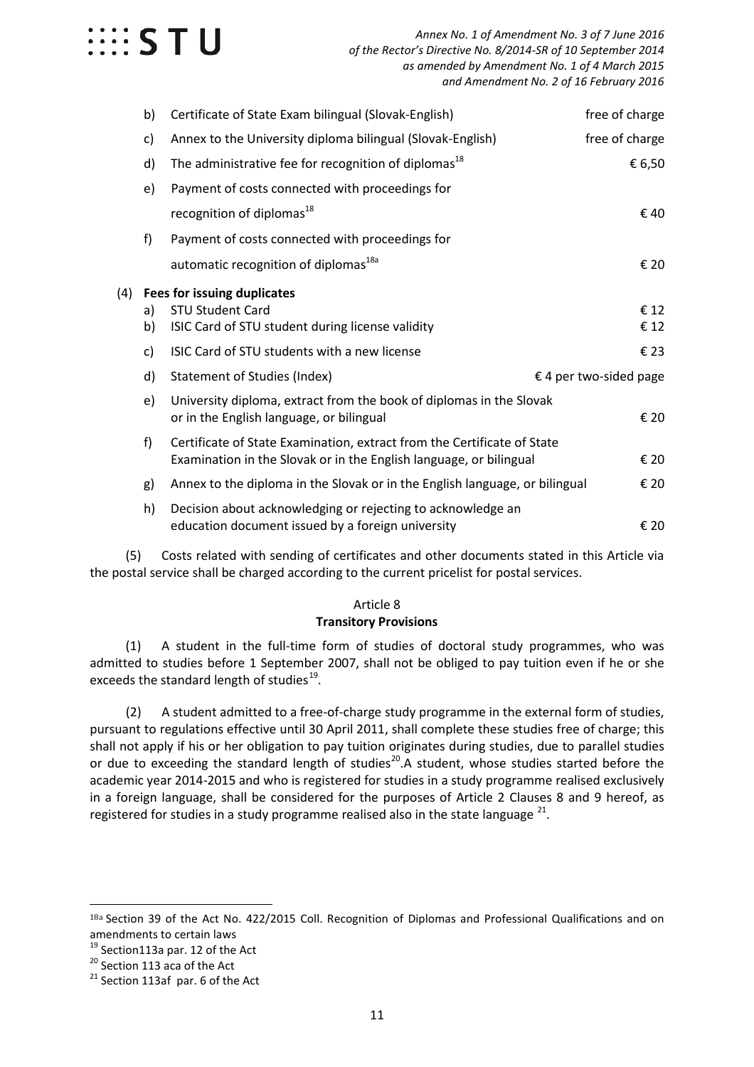| | | |
|---|---|---|
| b) | Certificate of State Exam bilingual (Slovak-English) | free of charge |
| c) | Annex to the University diploma bilingual (Slovak-English) | free of charge |
| d) | The administrative fee for recognition of diplomas[18] | € 6,50 |
| e) | Payment of costs connected with proceedings for recognition of diplomas[18] | € 40 |
| f) | Payment of costs connected with proceedings for automatic recognition of diplomas[18a] | € 20 |

(4) **Fees for issuing duplicates**

| | | |
|---|---|---|
| a) | STU Student Card | € 12 |
| b) | ISIC Card of STU student during license validity | € 12 |
| c) | ISIC Card of STU students with a new license | € 23 |
| d) | Statement of Studies (Index) | € 4 per two-sided page |
| e) | University diploma, extract from the book of diplomas in the Slovak or in the English language, or bilingual | € 20 |
| f) | Certificate of State Examination, extract from the Certificate of State Examination in the Slovak or in the English language, or bilingual | € 20 |
| g) | Annex to the diploma in the Slovak or in the English language, or bilingual | € 20 |
| h) | Decision about acknowledging or rejecting to acknowledge an education document issued by a foreign university | € 20 |

(5) Costs related with sending of certificates and other documents stated in this Article via the postal service shall be charged according to the current pricelist for postal services.

Article 8

**Transitory Provisions**

(1) A student in the full-time form of studies of doctoral study programmes, who was admitted to studies before 1 September 2007, shall not be obliged to pay tuition even if he or she exceeds the standard length of studies[19].

(2) A student admitted to a free-of-charge study programme in the external form of studies, pursuant to regulations effective until 30 April 2011, shall complete these studies free of charge; this shall not apply if his or her obligation to pay tuition originates during studies, due to parallel studies or due to exceeding the standard length of studies[20].A student, whose studies started before the academic year 2014-2015 and who is registered for studies in a study programme realised exclusively in a foreign language, shall be considered for the purposes of Article 2 Clauses 8 and 9 hereof, as registered for studies in a study programme realised also in the state language [21].

---

[18a] Section 39 of the Act No. 422/2015 Coll. Recognition of Diplomas and Professional Qualifications and on amendments to certain laws

[19] Section113a par. 12 of the Act

[20] Section 113 aca of the Act

[21] Section 113af par. 6 of the Act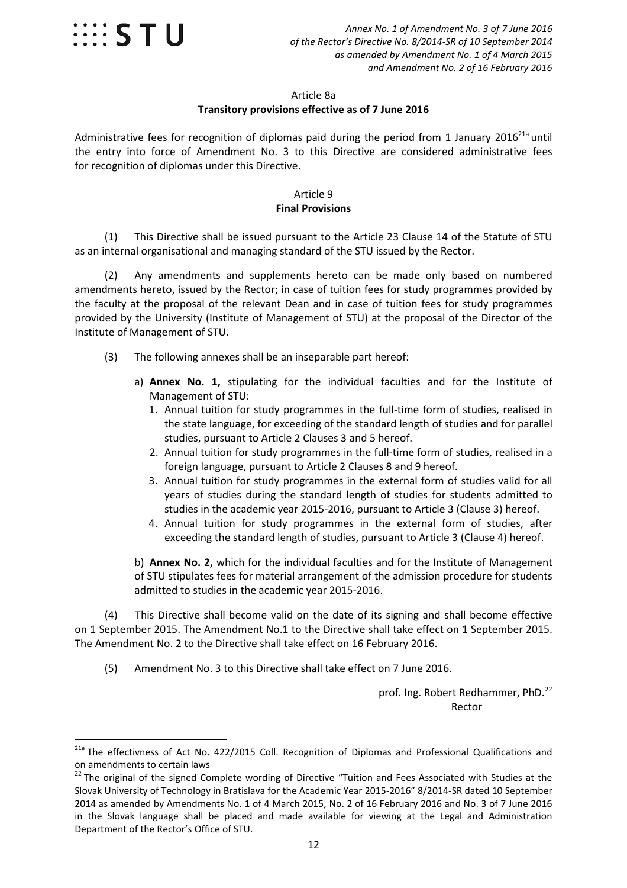Article 8a

**Transitory provisions effective as of 7 June 2016**

Administrative fees for recognition of diplomas paid during the period from 1 January 2016[21a] until the entry into force of Amendment No. 3 to this Directive are considered administrative fees for recognition of diplomas under this Directive.

Article 9

**Final Provisions**

(1) This Directive shall be issued pursuant to the Article 23 Clause 14 of the Statute of STU as an internal organisational and managing standard of the STU issued by the Rector.

(2) Any amendments and supplements hereto can be made only based on numbered amendments hereto, issued by the Rector; in case of tuition fees for study programmes provided by the faculty at the proposal of the relevant Dean and in case of tuition fees for study programmes provided by the University (Institute of Management of STU) at the proposal of the Director of the Institute of Management of STU.

(3) The following annexes shall be an inseparable part hereof:

a) **Annex No. 1,** stipulating for the individual faculties and for the Institute of Management of STU:
   1. Annual tuition for study programmes in the full-time form of studies, realised in the state language, for exceeding of the standard length of studies and for parallel studies, pursuant to Article 2 Clauses 3 and 5 hereof.
   2. Annual tuition for study programmes in the full-time form of studies, realised in a foreign language, pursuant to Article 2 Clauses 8 and 9 hereof.
   3. Annual tuition for study programmes in the external form of studies valid for all years of studies during the standard length of studies for students admitted to studies in the academic year 2015-2016, pursuant to Article 3 (Clause 3) hereof.
   4. Annual tuition for study programmes in the external form of studies, after exceeding the standard length of studies, pursuant to Article 3 (Clause 4) hereof.

b) **Annex No. 2,** which for the individual faculties and for the Institute of Management of STU stipulates fees for material arrangement of the admission procedure for students admitted to studies in the academic year 2015-2016.

(4) This Directive shall become valid on the date of its signing and shall become effective on 1 September 2015. The Amendment No.1 to the Directive shall take effect on 1 September 2015. The Amendment No. 2 to the Directive shall take effect on 16 February 2016.

(5) Amendment No. 3 to this Directive shall take effect on 7 June 2016.

prof. Ing. Robert Redhammer, PhD.[22]
Rector

---

[21a] The effectivness of Act No. 422/2015 Coll. Recognition of Diplomas and Professional Qualifications and on amendments to certain laws

[22] The original of the signed Complete wording of Directive "Tuition and Fees Associated with Studies at the Slovak University of Technology in Bratislava for the Academic Year 2015-2016" 8/2014-SR dated 10 September 2014 as amended by Amendments No. 1 of 4 March 2015, No. 2 of 16 February 2016 and No. 3 of 7 June 2016 in the Slovak language shall be placed and made available for viewing at the Legal and Administration Department of the Rector's Office of STU.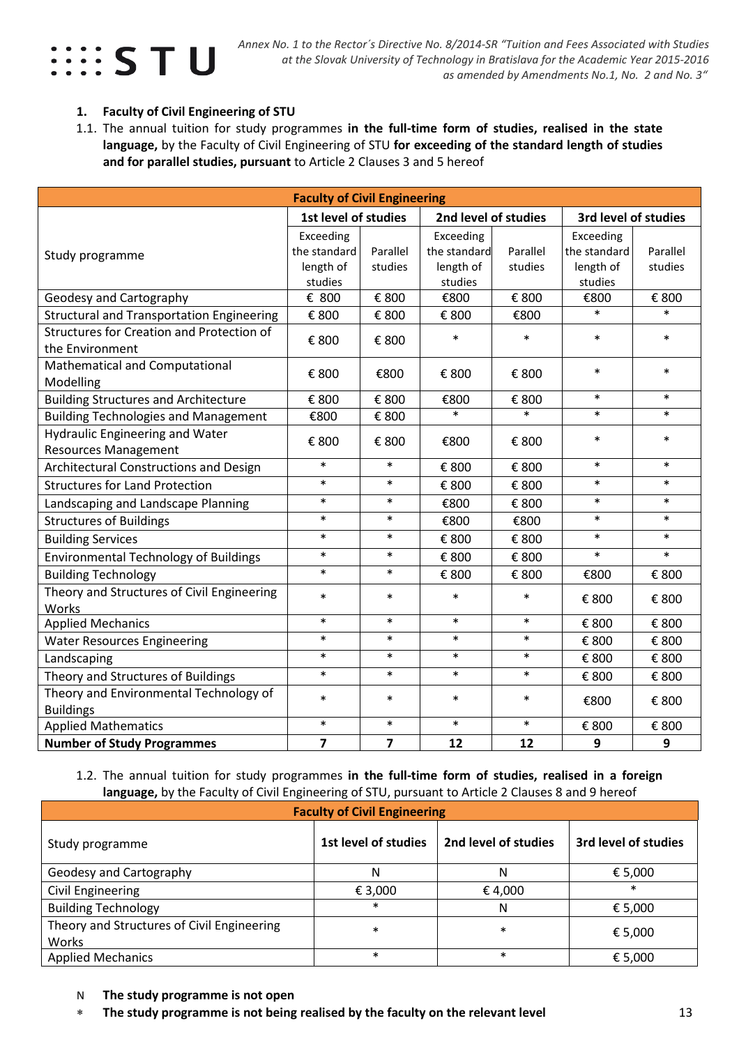1. **Faculty of Civil Engineering of STU**

1.1. The annual tuition for study programmes **in the full-time form of studies, realised in the state language,** by the Faculty of Civil Engineering of STU **for exceeding of the standard length of studies and for parallel studies, pursuant** to Article 2 Clauses 3 and 5 hereof

| Faculty of Civil Engineering | | | | | | |
|---|---|---|---|---|---|---|
| Study programme | 1st level of studies | | 2nd level of studies | | 3rd level of studies | |
| | Exceeding the standard length of studies | Parallel studies | Exceeding the standard length of studies | Parallel studies | Exceeding the standard length of studies | Parallel studies |
| Geodesy and Cartography | € 800 | € 800 | €800 | € 800 | €800 | € 800 |
| Structural and Transportation Engineering | € 800 | € 800 | € 800 | €800 | * | * |
| Structures for Creation and Protection of the Environment | € 800 | € 800 | * | * | * | * |
| Mathematical and Computational Modelling | € 800 | €800 | € 800 | € 800 | * | * |
| Building Structures and Architecture | € 800 | € 800 | €800 | € 800 | * | * |
| Building Technologies and Management | €800 | € 800 | * | * | * | * |
| Hydraulic Engineering and Water Resources Management | € 800 | € 800 | €800 | € 800 | * | * |
| Architectural Constructions and Design | * | * | € 800 | € 800 | * | * |
| Structures for Land Protection | * | * | € 800 | € 800 | * | * |
| Landscaping and Landscape Planning | * | * | €800 | € 800 | * | * |
| Structures of Buildings | * | * | €800 | €800 | * | * |
| Building Services | * | * | € 800 | € 800 | * | * |
| Environmental Technology of Buildings | * | * | € 800 | € 800 | * | * |
| Building Technology | * | * | € 800 | € 800 | €800 | € 800 |
| Theory and Structures of Civil Engineering Works | * | * | * | * | € 800 | € 800 |
| Applied Mechanics | * | * | * | * | € 800 | € 800 |
| Water Resources Engineering | * | * | * | * | € 800 | € 800 |
| Landscaping | * | * | * | * | € 800 | € 800 |
| Theory and Structures of Buildings | * | * | * | * | € 800 | € 800 |
| Theory and Environmental Technology of Buildings | * | * | * | * | €800 | € 800 |
| Applied Mathematics | * | * | * | * | € 800 | € 800 |
| **Number of Study Programmes** | **7** | **7** | **12** | **12** | **9** | **9** |

1.2. The annual tuition for study programmes **in the full-time form of studies, realised in a foreign language,** by the Faculty of Civil Engineering of STU, pursuant to Article 2 Clauses 8 and 9 hereof

| Faculty of Civil Engineering | | | |
|---|---|---|---|
| Study programme | 1st level of studies | 2nd level of studies | 3rd level of studies |
| Geodesy and Cartography | N | N | € 5,000 |
| Civil Engineering | € 3,000 | € 4,000 | * |
| Building Technology | * | N | € 5,000 |
| Theory and Structures of Civil Engineering Works | * | * | € 5,000 |
| Applied Mechanics | * | * | € 5,000 |

N **The study programme is not open**

* **The study programme is not being realised by the faculty on the relevant level**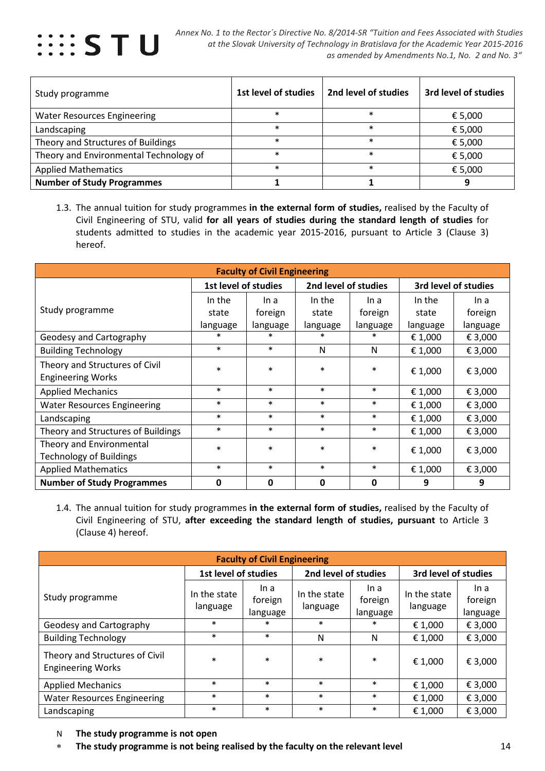| Study programme | 1st level of studies | 2nd level of studies | 3rd level of studies |
|---|---|---|---|
| Water Resources Engineering | * | * | € 5,000 |
| Landscaping | * | * | € 5,000 |
| Theory and Structures of Buildings | * | * | € 5,000 |
| Theory and Environmental Technology of | * | * | € 5,000 |
| Applied Mathematics | * | * | € 5,000 |
| **Number of Study Programmes** | **1** | **1** | **9** |

1.3. The annual tuition for study programmes **in the external form of studies,** realised by the Faculty of Civil Engineering of STU, valid **for all years of studies during the standard length of studies** for students admitted to studies in the academic year 2015-2016, pursuant to Article 3 (Clause 3) hereof.

| **Faculty of Civil Engineering** | | | | | | |
|---|---|---|---|---|---|---|
| Study programme | 1st level of studies | | 2nd level of studies | | 3rd level of studies | |
| | In the state language | In a foreign language | In the state language | In a foreign language | In the state language | In a foreign language |
| Geodesy and Cartography | * | * | * | * | € 1,000 | € 3,000 |
| Building Technology | * | * | N | N | € 1,000 | € 3,000 |
| Theory and Structures of Civil Engineering Works | * | * | * | * | € 1,000 | € 3,000 |
| Applied Mechanics | * | * | * | * | € 1,000 | € 3,000 |
| Water Resources Engineering | * | * | * | * | € 1,000 | € 3,000 |
| Landscaping | * | * | * | * | € 1,000 | € 3,000 |
| Theory and Structures of Buildings | * | * | * | * | € 1,000 | € 3,000 |
| Theory and Environmental Technology of Buildings | * | * | * | * | € 1,000 | € 3,000 |
| Applied Mathematics | * | * | * | * | € 1,000 | € 3,000 |
| **Number of Study Programmes** | **0** | **0** | **0** | **0** | **9** | **9** |

1.4. The annual tuition for study programmes **in the external form of studies,** realised by the Faculty of Civil Engineering of STU, **after exceeding the standard length of studies, pursuant** to Article 3 (Clause 4) hereof.

| **Faculty of Civil Engineering** | | | | | | |
|---|---|---|---|---|---|---|
| Study programme | 1st level of studies | | 2nd level of studies | | 3rd level of studies | |
| | In the state language | In a foreign language | In the state language | In a foreign language | In the state language | In a foreign language |
| Geodesy and Cartography | * | * | * | * | € 1,000 | € 3,000 |
| Building Technology | * | * | N | N | € 1,000 | € 3,000 |
| Theory and Structures of Civil Engineering Works | * | * | * | * | € 1,000 | € 3,000 |
| Applied Mechanics | * | * | * | * | € 1,000 | € 3,000 |
| Water Resources Engineering | * | * | * | * | € 1,000 | € 3,000 |
| Landscaping | * | * | * | * | € 1,000 | € 3,000 |

N **The study programme is not open**

* **The study programme is not being realised by the faculty on the relevant level**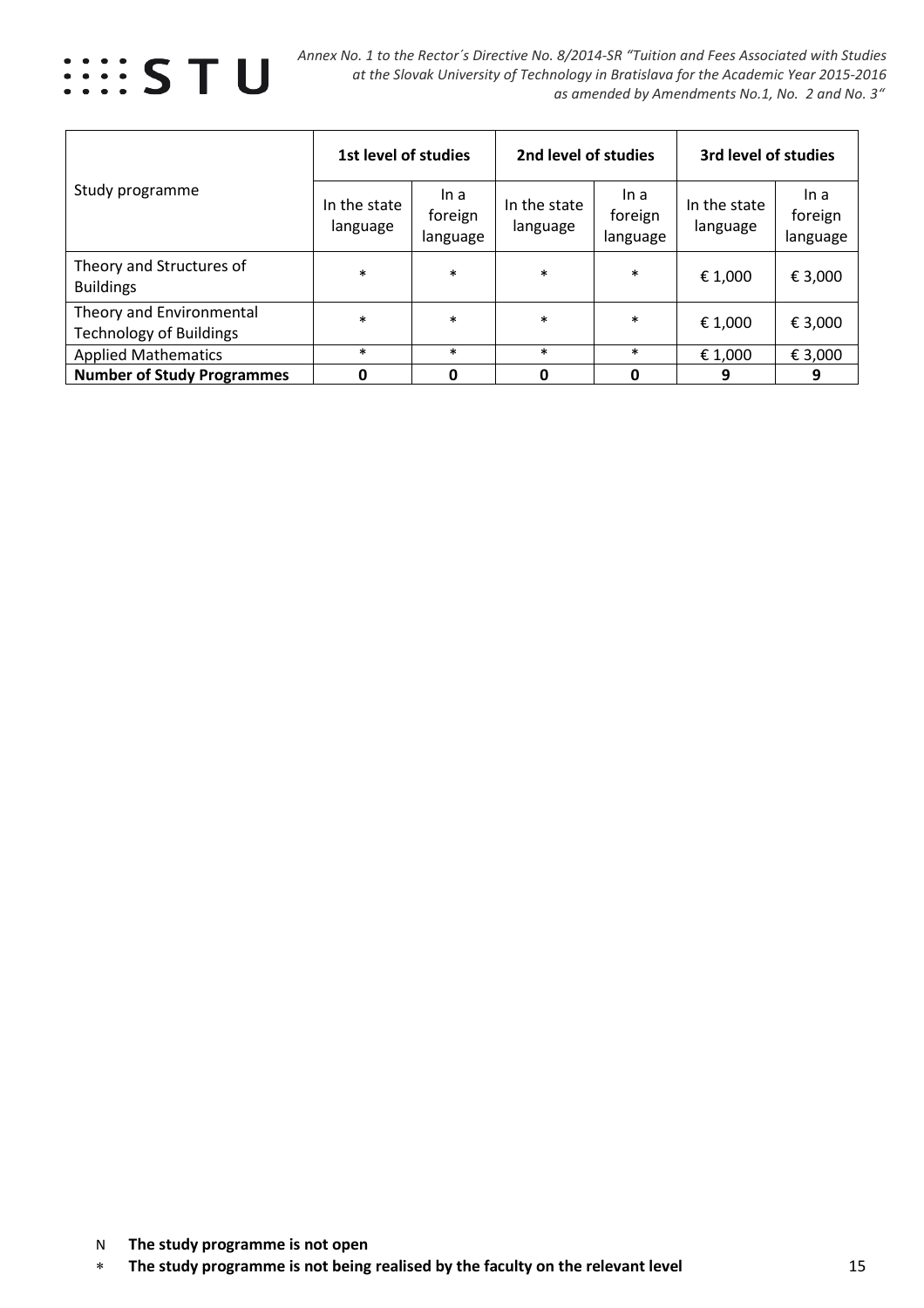| Study programme | 1st level of studies | | 2nd level of studies | | 3rd level of studies | |
|---|---|---|---|---|---|---|
| | In the state language | In a foreign language | In the state language | In a foreign language | In the state language | In a foreign language |
| Theory and Structures of Buildings | * | * | * | * | € 1,000 | € 3,000 |
| Theory and Environmental Technology of Buildings | * | * | * | * | € 1,000 | € 3,000 |
| Applied Mathematics | * | * | * | * | € 1,000 | € 3,000 |
| **Number of Study Programmes** | **0** | **0** | **0** | **0** | **9** | **9** |

N **The study programme is not open**

* **The study programme is not being realised by the faculty on the relevant level**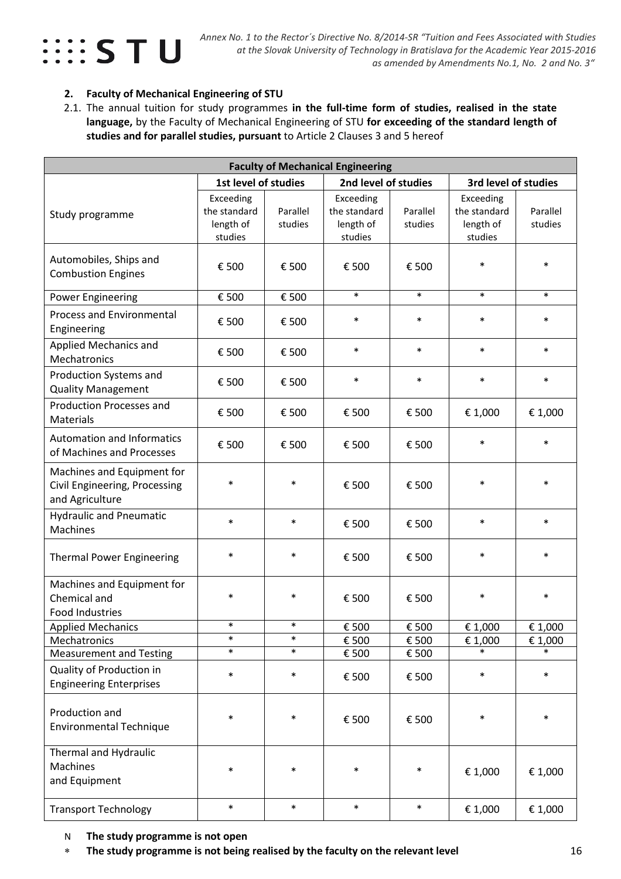## 2. Faculty of Mechanical Engineering of STU

2.1. The annual tuition for study programmes **in the full-time form of studies, realised in the state language,** by the Faculty of Mechanical Engineering of STU **for exceeding of the standard length of studies and for parallel studies, pursuant** to Article 2 Clauses 3 and 5 hereof

| **Faculty of Mechanical Engineering** | | | | | | |
|---|---|---|---|---|---|---|
| | **1st level of studies** | | **2nd level of studies** | | **3rd level of studies** | |
| Study programme | Exceeding the standard length of studies | Parallel studies | Exceeding the standard length of studies | Parallel studies | Exceeding the standard length of studies | Parallel studies |
| Automobiles, Ships and Combustion Engines | € 500 | € 500 | € 500 | € 500 | * | * |
| Power Engineering | € 500 | € 500 | * | * | * | * |
| Process and Environmental Engineering | € 500 | € 500 | * | * | * | * |
| Applied Mechanics and Mechatronics | € 500 | € 500 | * | * | * | * |
| Production Systems and Quality Management | € 500 | € 500 | * | * | * | * |
| Production Processes and Materials | € 500 | € 500 | € 500 | € 500 | € 1,000 | € 1,000 |
| Automation and Informatics of Machines and Processes | € 500 | € 500 | € 500 | € 500 | * | * |
| Machines and Equipment for Civil Engineering, Processing and Agriculture | * | * | € 500 | € 500 | * | * |
| Hydraulic and Pneumatic Machines | * | * | € 500 | € 500 | * | * |
| Thermal Power Engineering | * | * | € 500 | € 500 | * | * |
| Machines and Equipment for Chemical and Food Industries | * | * | € 500 | € 500 | * | * |
| Applied Mechanics | * | * | € 500 | € 500 | € 1,000 | € 1,000 |
| Mechatronics | * | * | € 500 | € 500 | € 1,000 | € 1,000 |
| Measurement and Testing | * | * | € 500 | € 500 | * | * |
| Quality of Production in Engineering Enterprises | * | * | € 500 | € 500 | * | * |
| Production and Environmental Technique | * | * | € 500 | € 500 | * | * |
| Thermal and Hydraulic Machines and Equipment | * | * | * | * | € 1,000 | € 1,000 |
| Transport Technology | * | * | * | * | € 1,000 | € 1,000 |

N **The study programme is not open**

* **The study programme is not being realised by the faculty on the relevant level**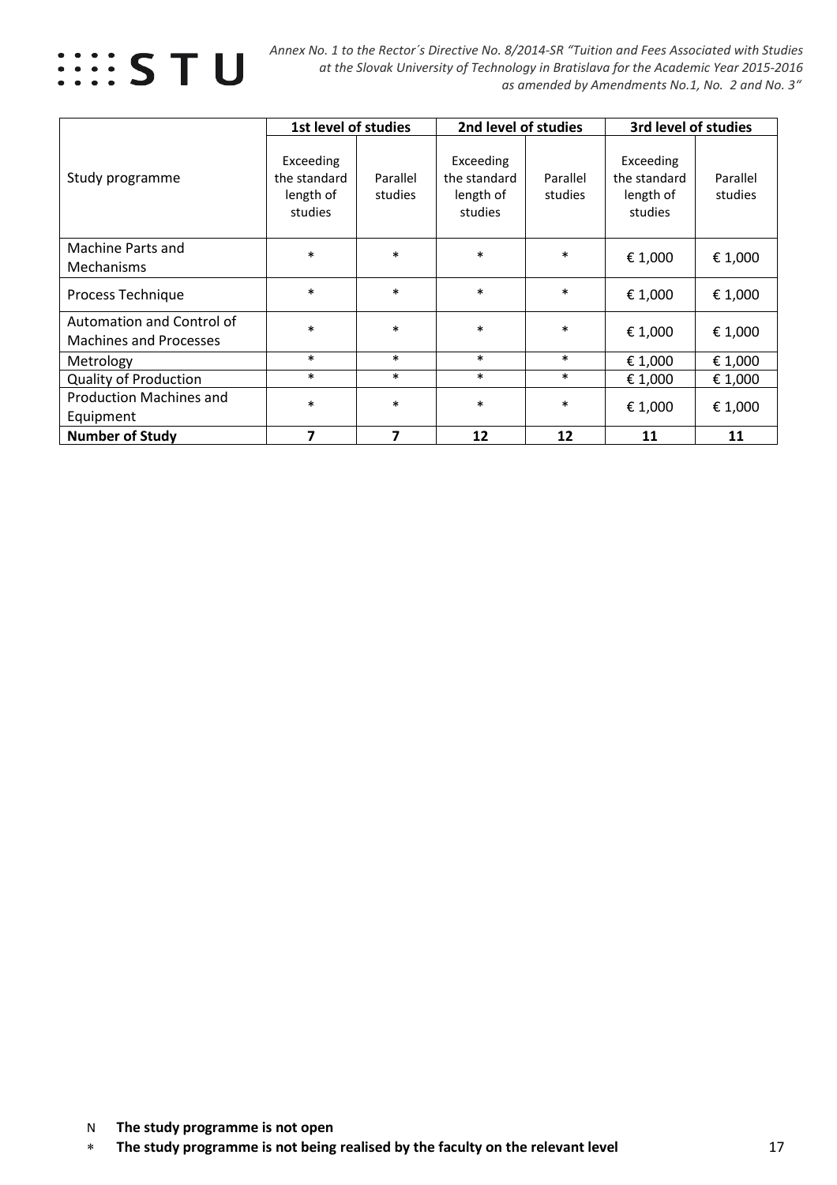| Study programme | 1st level of studies | | 2nd level of studies | | 3rd level of studies | |
|---|---|---|---|---|---|---|
| | Exceeding the standard length of studies | Parallel studies | Exceeding the standard length of studies | Parallel studies | Exceeding the standard length of studies | Parallel studies |
| Machine Parts and Mechanisms | * | * | * | * | € 1,000 | € 1,000 |
| Process Technique | * | * | * | * | € 1,000 | € 1,000 |
| Automation and Control of Machines and Processes | * | * | * | * | € 1,000 | € 1,000 |
| Metrology | * | * | * | * | € 1,000 | € 1,000 |
| Quality of Production | * | * | * | * | € 1,000 | € 1,000 |
| Production Machines and Equipment | * | * | * | * | € 1,000 | € 1,000 |
| **Number of Study** | **7** | **7** | **12** | **12** | **11** | **11** |

N **The study programme is not open**

* **The study programme is not being realised by the faculty on the relevant level**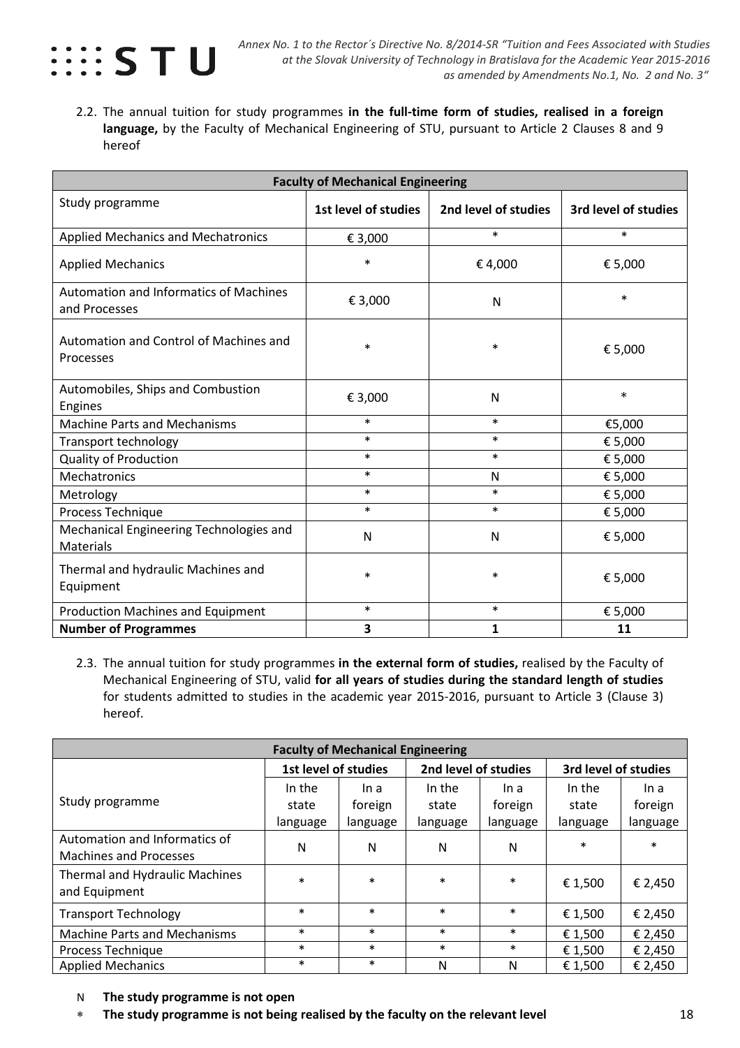2.2. The annual tuition for study programmes **in the full-time form of studies, realised in a foreign language,** by the Faculty of Mechanical Engineering of STU, pursuant to Article 2 Clauses 8 and 9 hereof

| **Faculty of Mechanical Engineering** | | | |
|---|---|---|---|
| Study programme | **1st level of studies** | **2nd level of studies** | **3rd level of studies** |
| Applied Mechanics and Mechatronics | € 3,000 | * | * |
| Applied Mechanics | * | € 4,000 | € 5,000 |
| Automation and Informatics of Machines and Processes | € 3,000 | N | * |
| Automation and Control of Machines and Processes | * | * | € 5,000 |
| Automobiles, Ships and Combustion Engines | € 3,000 | N | * |
| Machine Parts and Mechanisms | * | * | €5,000 |
| Transport technology | * | * | € 5,000 |
| Quality of Production | * | * | € 5,000 |
| Mechatronics | * | N | € 5,000 |
| Metrology | * | * | € 5,000 |
| Process Technique | * | * | € 5,000 |
| Mechanical Engineering Technologies and Materials | N | N | € 5,000 |
| Thermal and hydraulic Machines and Equipment | * | * | € 5,000 |
| Production Machines and Equipment | * | * | € 5,000 |
| **Number of Programmes** | **3** | **1** | **11** |

2.3. The annual tuition for study programmes **in the external form of studies,** realised by the Faculty of Mechanical Engineering of STU, valid **for all years of studies during the standard length of studies** for students admitted to studies in the academic year 2015-2016, pursuant to Article 3 (Clause 3) hereof.

| **Faculty of Mechanical Engineering** | | | | | | |
|---|---|---|---|---|---|---|
| Study programme | **1st level of studies** | | **2nd level of studies** | | **3rd level of studies** | |
| | In the state language | In a foreign language | In the state language | In a foreign language | In the state language | In a foreign language |
| Automation and Informatics of Machines and Processes | N | N | N | N | * | * |
| Thermal and Hydraulic Machines and Equipment | * | * | * | * | € 1,500 | € 2,450 |
| Transport Technology | * | * | * | * | € 1,500 | € 2,450 |
| Machine Parts and Mechanisms | * | * | * | * | € 1,500 | € 2,450 |
| Process Technique | * | * | * | * | € 1,500 | € 2,450 |
| Applied Mechanics | * | * | N | N | € 1,500 | € 2,450 |

N **The study programme is not open**

* **The study programme is not being realised by the faculty on the relevant level**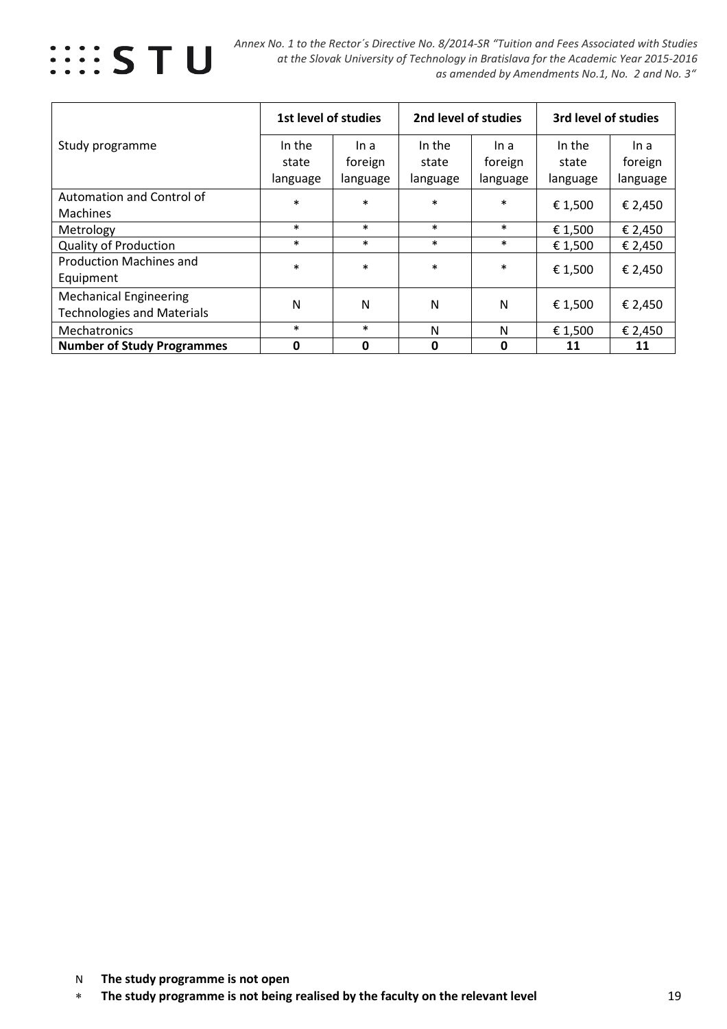| Study programme | 1st level of studies | | 2nd level of studies | | 3rd level of studies | |
|---|---|---|---|---|---|---|
| | In the state language | In a foreign language | In the state language | In a foreign language | In the state language | In a foreign language |
| Automation and Control of Machines | * | * | * | * | € 1,500 | € 2,450 |
| Metrology | * | * | * | * | € 1,500 | € 2,450 |
| Quality of Production | * | * | * | * | € 1,500 | € 2,450 |
| Production Machines and Equipment | * | * | * | * | € 1,500 | € 2,450 |
| Mechanical Engineering Technologies and Materials | N | N | N | N | € 1,500 | € 2,450 |
| Mechatronics | * | * | N | N | € 1,500 | € 2,450 |
| **Number of Study Programmes** | **0** | **0** | **0** | **0** | **11** | **11** |

N **The study programme is not open**

* **The study programme is not being realised by the faculty on the relevant level**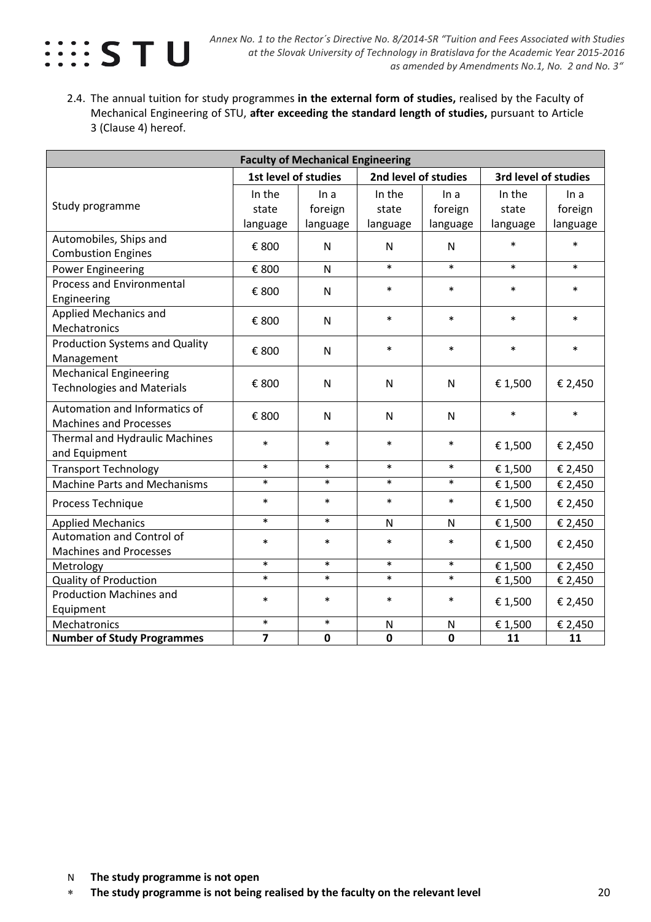2.4. The annual tuition for study programmes **in the external form of studies,** realised by the Faculty of Mechanical Engineering of STU, **after exceeding the standard length of studies,** pursuant to Article 3 (Clause 4) hereof.

| **Faculty of Mechanical Engineering** | | | | | | |
|---|---|---|---|---|---|---|
| Study programme | **1st level of studies** | | **2nd level of studies** | | **3rd level of studies** | |
| | In the state language | In a foreign language | In the state language | In a foreign language | In the state language | In a foreign language |
| Automobiles, Ships and Combustion Engines | € 800 | N | N | N | * | * |
| Power Engineering | € 800 | N | * | * | * | * |
| Process and Environmental Engineering | € 800 | N | * | * | * | * |
| Applied Mechanics and Mechatronics | € 800 | N | * | * | * | * |
| Production Systems and Quality Management | € 800 | N | * | * | * | * |
| Mechanical Engineering Technologies and Materials | € 800 | N | N | N | € 1,500 | € 2,450 |
| Automation and Informatics of Machines and Processes | € 800 | N | N | N | * | * |
| Thermal and Hydraulic Machines and Equipment | * | * | * | * | € 1,500 | € 2,450 |
| Transport Technology | * | * | * | * | € 1,500 | € 2,450 |
| Machine Parts and Mechanisms | * | * | * | * | € 1,500 | € 2,450 |
| Process Technique | * | * | * | * | € 1,500 | € 2,450 |
| Applied Mechanics | * | * | N | N | € 1,500 | € 2,450 |
| Automation and Control of Machines and Processes | * | * | * | * | € 1,500 | € 2,450 |
| Metrology | * | * | * | * | € 1,500 | € 2,450 |
| Quality of Production | * | * | * | * | € 1,500 | € 2,450 |
| Production Machines and Equipment | * | * | * | * | € 1,500 | € 2,450 |
| Mechatronics | * | * | N | N | € 1,500 | € 2,450 |
| **Number of Study Programmes** | **7** | **0** | **0** | **0** | **11** | **11** |

N **The study programme is not open**

* **The study programme is not being realised by the faculty on the relevant level**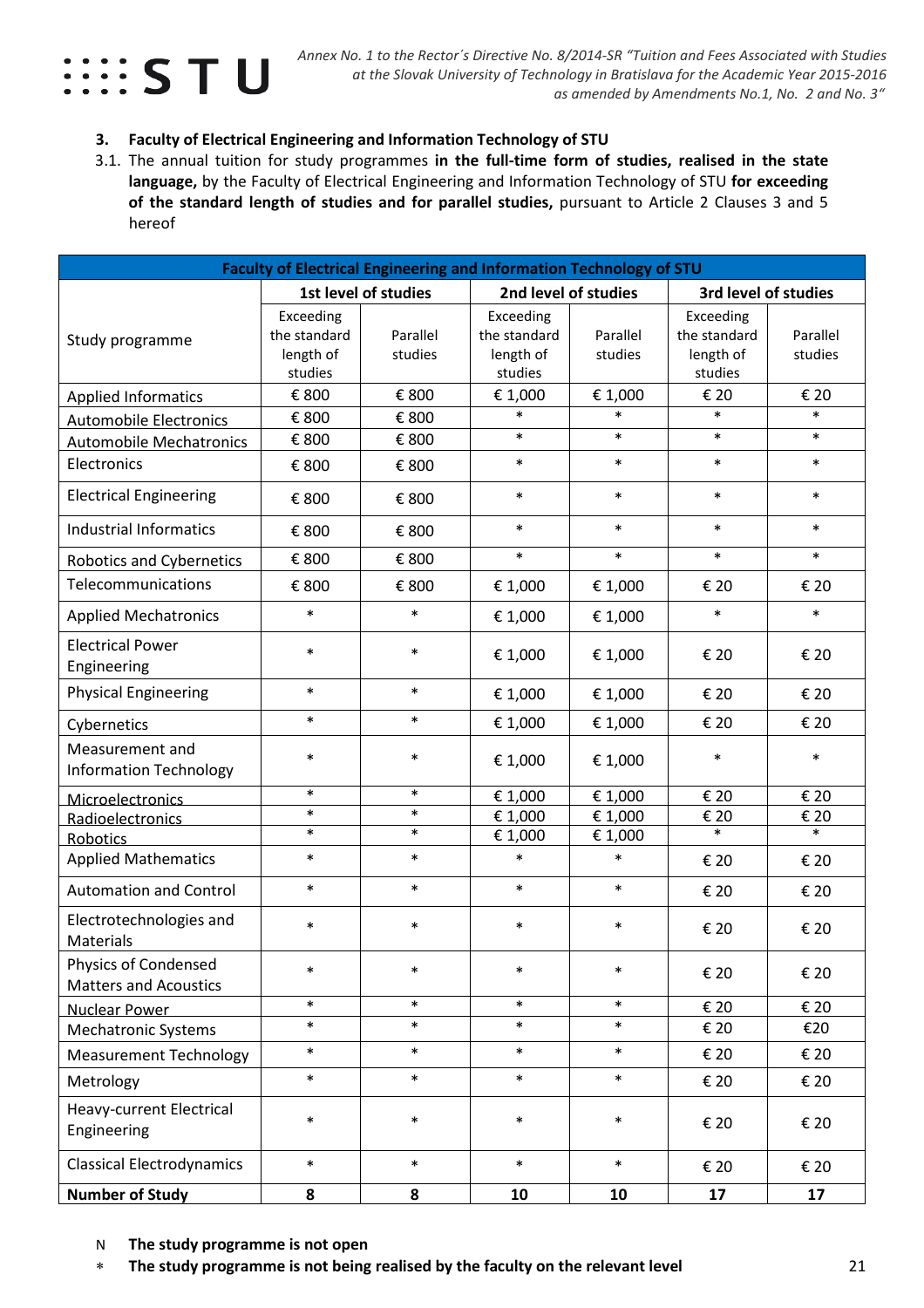3. **Faculty of Electrical Engineering and Information Technology of STU**

3.1. The annual tuition for study programmes **in the full-time form of studies, realised in the state language,** by the Faculty of Electrical Engineering and Information Technology of STU **for exceeding of the standard length of studies and for parallel studies,** pursuant to Article 2 Clauses 3 and 5 hereof

| Faculty of Electrical Engineering and Information Technology of STU | | | | | | |
|---|---|---|---|---|---|---|
| | 1st level of studies | | 2nd level of studies | | 3rd level of studies | |
| Study programme | Exceeding the standard length of studies | Parallel studies | Exceeding the standard length of studies | Parallel studies | Exceeding the standard length of studies | Parallel studies |
| Applied Informatics | € 800 | € 800 | € 1,000 | € 1,000 | € 20 | € 20 |
| Automobile Electronics | € 800 | € 800 | * | * | * | * |
| Automobile Mechatronics | € 800 | € 800 | * | * | * | * |
| Electronics | € 800 | € 800 | * | * | * | * |
| Electrical Engineering | € 800 | € 800 | * | * | * | * |
| Industrial Informatics | € 800 | € 800 | * | * | * | * |
| Robotics and Cybernetics | € 800 | € 800 | * | * | * | * |
| Telecommunications | € 800 | € 800 | € 1,000 | € 1,000 | € 20 | € 20 |
| Applied Mechatronics | * | * | € 1,000 | € 1,000 | * | * |
| Electrical Power Engineering | * | * | € 1,000 | € 1,000 | € 20 | € 20 |
| Physical Engineering | * | * | € 1,000 | € 1,000 | € 20 | € 20 |
| Cybernetics | * | * | € 1,000 | € 1,000 | € 20 | € 20 |
| Measurement and Information Technology | * | * | € 1,000 | € 1,000 | * | * |
| Microelectronics | * | * | € 1,000 | € 1,000 | € 20 | € 20 |
| Radioelectronics | * | * | € 1,000 | € 1,000 | € 20 | € 20 |
| Robotics | * | * | € 1,000 | € 1,000 | * | * |
| Applied Mathematics | * | * | * | * | € 20 | € 20 |
| Automation and Control | * | * | * | * | € 20 | € 20 |
| Electrotechnologies and Materials | * | * | * | * | € 20 | € 20 |
| Physics of Condensed Matters and Acoustics | * | * | * | * | € 20 | € 20 |
| Nuclear Power | * | * | * | * | € 20 | € 20 |
| Mechatronic Systems | * | * | * | * | € 20 | €20 |
| Measurement Technology | * | * | * | * | € 20 | € 20 |
| Metrology | * | * | * | * | € 20 | € 20 |
| Heavy-current Electrical Engineering | * | * | * | * | € 20 | € 20 |
| Classical Electrodynamics | * | * | * | * | € 20 | € 20 |
| **Number of Study** | **8** | **8** | **10** | **10** | **17** | **17** |

N **The study programme is not open**

* **The study programme is not being realised by the faculty on the relevant level**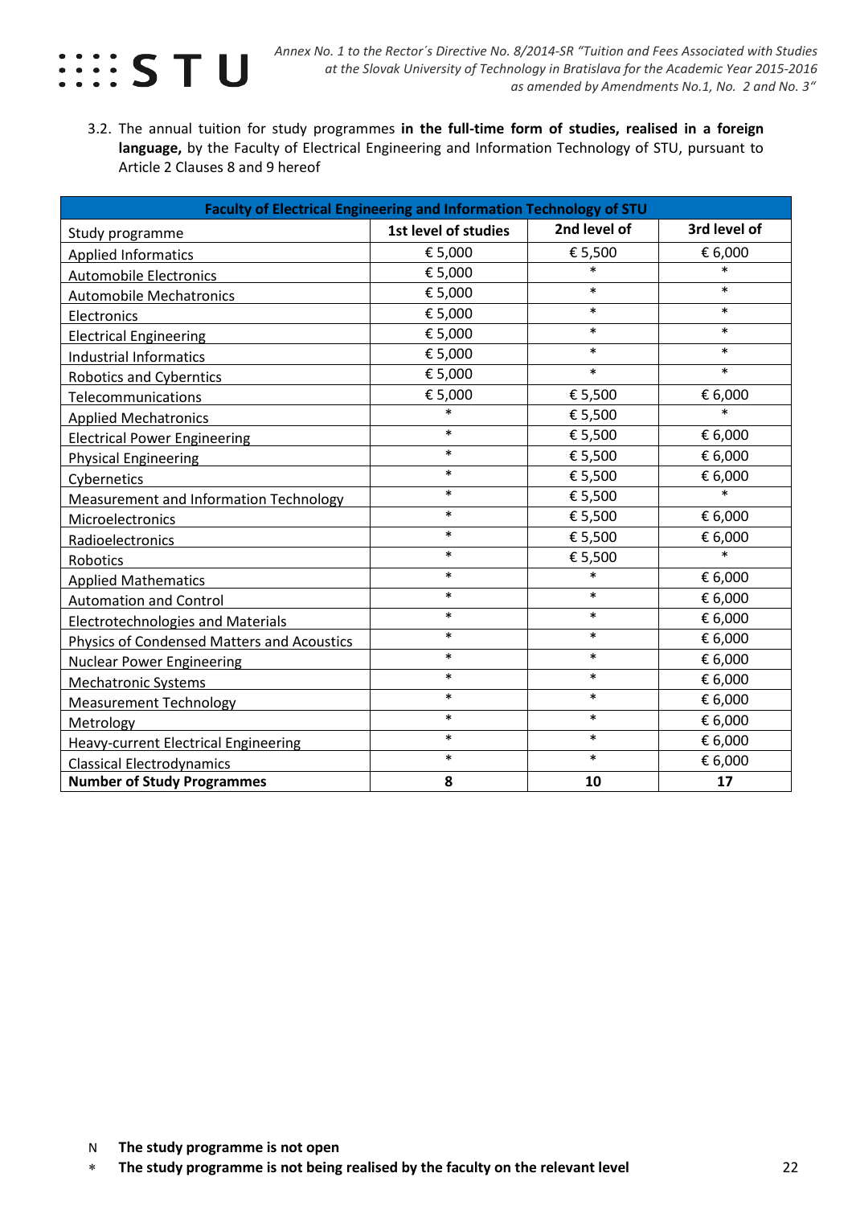3.2. The annual tuition for study programmes **in the full-time form of studies, realised in a foreign language,** by the Faculty of Electrical Engineering and Information Technology of STU, pursuant to Article 2 Clauses 8 and 9 hereof

| Faculty of Electrical Engineering and Information Technology of STU | | | |
|---|---|---|---|
| Study programme | 1st level of studies | 2nd level of | 3rd level of |
| Applied Informatics | € 5,000 | € 5,500 | € 6,000 |
| Automobile Electronics | € 5,000 | * | * |
| Automobile Mechatronics | € 5,000 | * | * |
| Electronics | € 5,000 | * | * |
| Electrical Engineering | € 5,000 | * | * |
| Industrial Informatics | € 5,000 | * | * |
| Robotics and Cyberntics | € 5,000 | * | * |
| Telecommunications | € 5,000 | € 5,500 | € 6,000 |
| Applied Mechatronics | * | € 5,500 | * |
| Electrical Power Engineering | * | € 5,500 | € 6,000 |
| Physical Engineering | * | € 5,500 | € 6,000 |
| Cybernetics | * | € 5,500 | € 6,000 |
| Measurement and Information Technology | * | € 5,500 | * |
| Microelectronics | * | € 5,500 | € 6,000 |
| Radioelectronics | * | € 5,500 | € 6,000 |
| Robotics | * | € 5,500 | * |
| Applied Mathematics | * | * | € 6,000 |
| Automation and Control | * | * | € 6,000 |
| Electrotechnologies and Materials | * | * | € 6,000 |
| Physics of Condensed Matters and Acoustics | * | * | € 6,000 |
| Nuclear Power Engineering | * | * | € 6,000 |
| Mechatronic Systems | * | * | € 6,000 |
| Measurement Technology | * | * | € 6,000 |
| Metrology | * | * | € 6,000 |
| Heavy-current Electrical Engineering | * | * | € 6,000 |
| Classical Electrodynamics | * | * | € 6,000 |
| **Number of Study Programmes** | **8** | **10** | **17** |

N **The study programme is not open**

* **The study programme is not being realised by the faculty on the relevant level**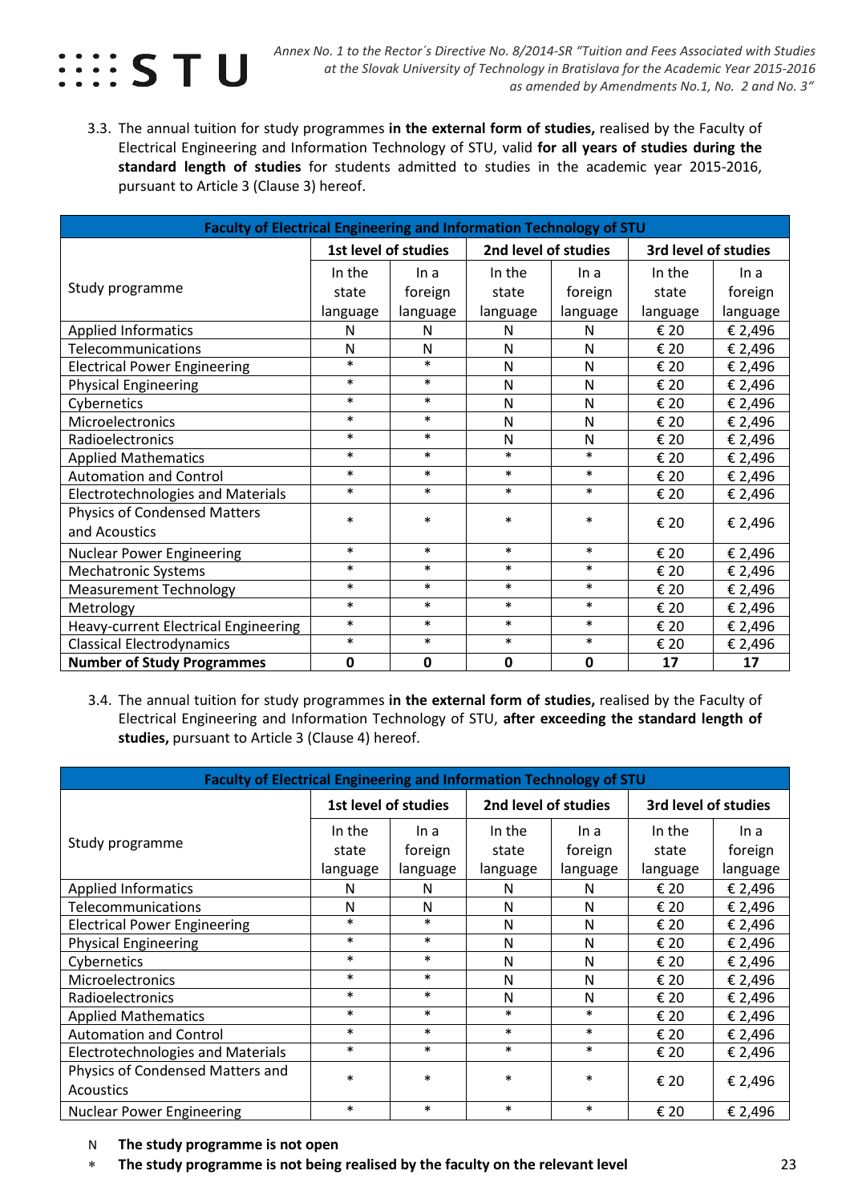3.3. The annual tuition for study programmes **in the external form of studies,** realised by the Faculty of Electrical Engineering and Information Technology of STU, valid **for all years of studies during the standard length of studies** for students admitted to studies in the academic year 2015-2016, pursuant to Article 3 (Clause 3) hereof.

| **Faculty of Electrical Engineering and Information Technology of STU** | | | | | | |
|---|---|---|---|---|---|---|
| Study programme | **1st level of studies** | | **2nd level of studies** | | **3rd level of studies** | |
| | In the state language | In a foreign language | In the state language | In a foreign language | In the state language | In a foreign language |
| Applied Informatics | N | N | N | N | € 20 | € 2,496 |
| Telecommunications | N | N | N | N | € 20 | € 2,496 |
| Electrical Power Engineering | * | * | N | N | € 20 | € 2,496 |
| Physical Engineering | * | * | N | N | € 20 | € 2,496 |
| Cybernetics | * | * | N | N | € 20 | € 2,496 |
| Microelectronics | * | * | N | N | € 20 | € 2,496 |
| Radioelectronics | * | * | N | N | € 20 | € 2,496 |
| Applied Mathematics | * | * | * | * | € 20 | € 2,496 |
| Automation and Control | * | * | * | * | € 20 | € 2,496 |
| Electrotechnologies and Materials | * | * | * | * | € 20 | € 2,496 |
| Physics of Condensed Matters and Acoustics | * | * | * | * | € 20 | € 2,496 |
| Nuclear Power Engineering | * | * | * | * | € 20 | € 2,496 |
| Mechatronic Systems | * | * | * | * | € 20 | € 2,496 |
| Measurement Technology | * | * | * | * | € 20 | € 2,496 |
| Metrology | * | * | * | * | € 20 | € 2,496 |
| Heavy-current Electrical Engineering | * | * | * | * | € 20 | € 2,496 |
| Classical Electrodynamics | * | * | * | * | € 20 | € 2,496 |
| **Number of Study Programmes** | **0** | **0** | **0** | **0** | **17** | **17** |

3.4. The annual tuition for study programmes **in the external form of studies,** realised by the Faculty of Electrical Engineering and Information Technology of STU, **after exceeding the standard length of studies,** pursuant to Article 3 (Clause 4) hereof.

| **Faculty of Electrical Engineering and Information Technology of STU** | | | | | | |
|---|---|---|---|---|---|---|
| Study programme | **1st level of studies** | | **2nd level of studies** | | **3rd level of studies** | |
| | In the state language | In a foreign language | In the state language | In a foreign language | In the state language | In a foreign language |
| Applied Informatics | N | N | N | N | € 20 | € 2,496 |
| Telecommunications | N | N | N | N | € 20 | € 2,496 |
| Electrical Power Engineering | * | * | N | N | € 20 | € 2,496 |
| Physical Engineering | * | * | N | N | € 20 | € 2,496 |
| Cybernetics | * | * | N | N | € 20 | € 2,496 |
| Microelectronics | * | * | N | N | € 20 | € 2,496 |
| Radioelectronics | * | * | N | N | € 20 | € 2,496 |
| Applied Mathematics | * | * | * | * | € 20 | € 2,496 |
| Automation and Control | * | * | * | * | € 20 | € 2,496 |
| Electrotechnologies and Materials | * | * | * | * | € 20 | € 2,496 |
| Physics of Condensed Matters and Acoustics | * | * | * | * | € 20 | € 2,496 |
| Nuclear Power Engineering | * | * | * | * | € 20 | € 2,496 |

N **The study programme is not open**

* **The study programme is not being realised by the faculty on the relevant level**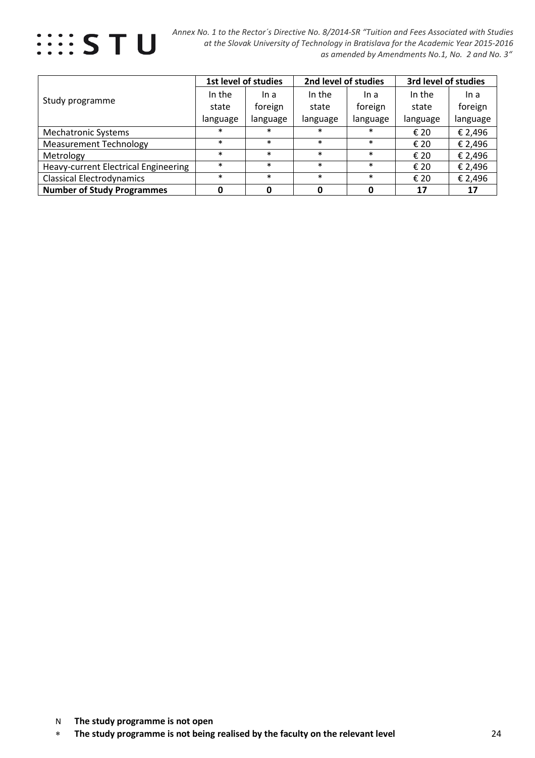| Study programme | 1st level of studies | | 2nd level of studies | | 3rd level of studies | |
|---|---|---|---|---|---|---|
| | In the state language | In a foreign language | In the state language | In a foreign language | In the state language | In a foreign language |
| Mechatronic Systems | * | * | * | * | € 20 | € 2,496 |
| Measurement Technology | * | * | * | * | € 20 | € 2,496 |
| Metrology | * | * | * | * | € 20 | € 2,496 |
| Heavy-current Electrical Engineering | * | * | * | * | € 20 | € 2,496 |
| Classical Electrodynamics | * | * | * | * | € 20 | € 2,496 |
| **Number of Study Programmes** | **0** | **0** | **0** | **0** | **17** | **17** |

N **The study programme is not open**

∗ **The study programme is not being realised by the faculty on the relevant level**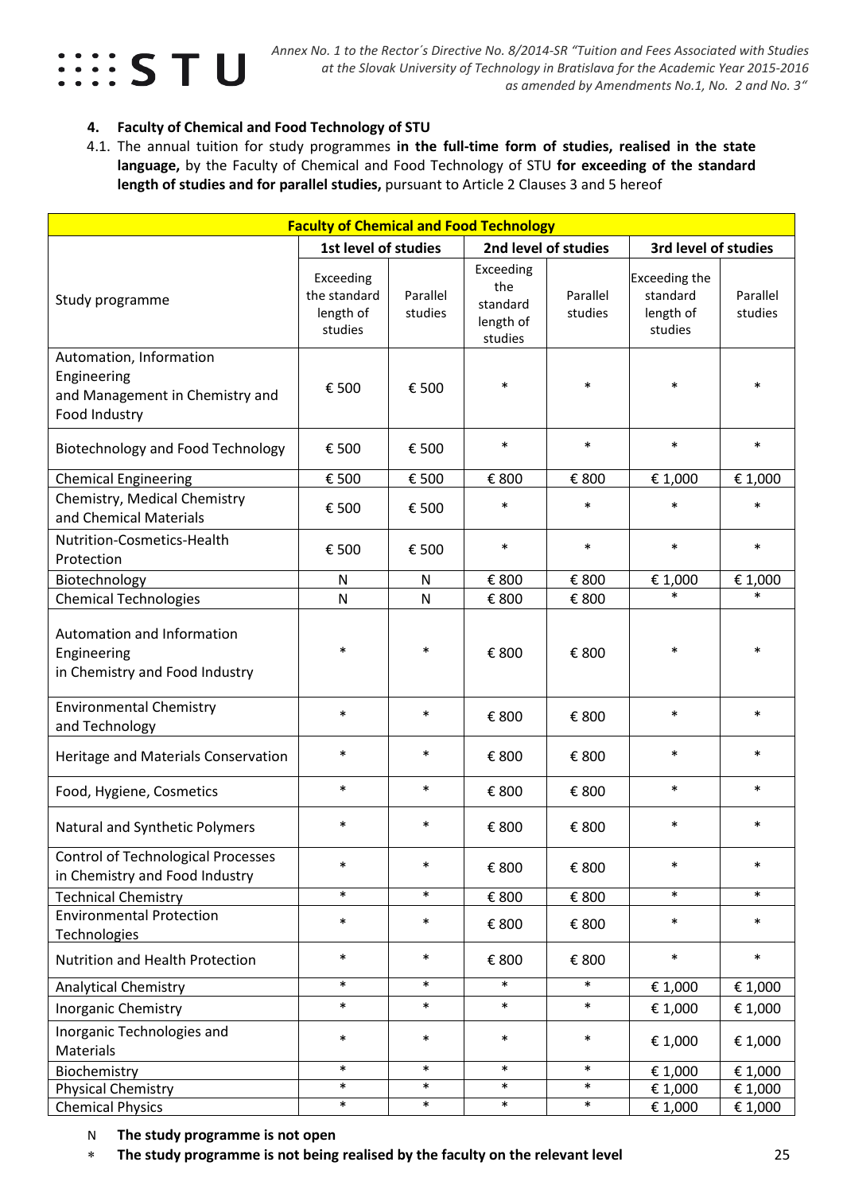## 4. Faculty of Chemical and Food Technology of STU

4.1. The annual tuition for study programmes **in the full-time form of studies, realised in the state language,** by the Faculty of Chemical and Food Technology of STU **for exceeding of the standard length of studies and for parallel studies,** pursuant to Article 2 Clauses 3 and 5 hereof

| **Faculty of Chemical and Food Technology** | | | | | | |
|---|---|---|---|---|---|---|
| Study programme | **1st level of studies** | | **2nd level of studies** | | **3rd level of studies** | |
| | Exceeding the standard length of studies | Parallel studies | Exceeding the standard length of studies | Parallel studies | Exceeding the standard length of studies | Parallel studies |
| Automation, Information Engineering and Management in Chemistry and Food Industry | € 500 | € 500 | * | * | * | * |
| Biotechnology and Food Technology | € 500 | € 500 | * | * | * | * |
| Chemical Engineering | € 500 | € 500 | € 800 | € 800 | € 1,000 | € 1,000 |
| Chemistry, Medical Chemistry and Chemical Materials | € 500 | € 500 | * | * | * | * |
| Nutrition-Cosmetics-Health Protection | € 500 | € 500 | * | * | * | * |
| Biotechnology | N | N | € 800 | € 800 | € 1,000 | € 1,000 |
| Chemical Technologies | N | N | € 800 | € 800 | * | * |
| Automation and Information Engineering in Chemistry and Food Industry | * | * | € 800 | € 800 | * | * |
| Environmental Chemistry and Technology | * | * | € 800 | € 800 | * | * |
| Heritage and Materials Conservation | * | * | € 800 | € 800 | * | * |
| Food, Hygiene, Cosmetics | * | * | € 800 | € 800 | * | * |
| Natural and Synthetic Polymers | * | * | € 800 | € 800 | * | * |
| Control of Technological Processes in Chemistry and Food Industry | * | * | € 800 | € 800 | * | * |
| Technical Chemistry | * | * | € 800 | € 800 | * | * |
| Environmental Protection Technologies | * | * | € 800 | € 800 | * | * |
| Nutrition and Health Protection | * | * | € 800 | € 800 | * | * |
| Analytical Chemistry | * | * | * | * | € 1,000 | € 1,000 |
| Inorganic Chemistry | * | * | * | * | € 1,000 | € 1,000 |
| Inorganic Technologies and Materials | * | * | * | * | € 1,000 | € 1,000 |
| Biochemistry | * | * | * | * | € 1,000 | € 1,000 |
| Physical Chemistry | * | * | * | * | € 1,000 | € 1,000 |
| Chemical Physics | * | * | * | * | € 1,000 | € 1,000 |

N **The study programme is not open**

* **The study programme is not being realised by the faculty on the relevant level**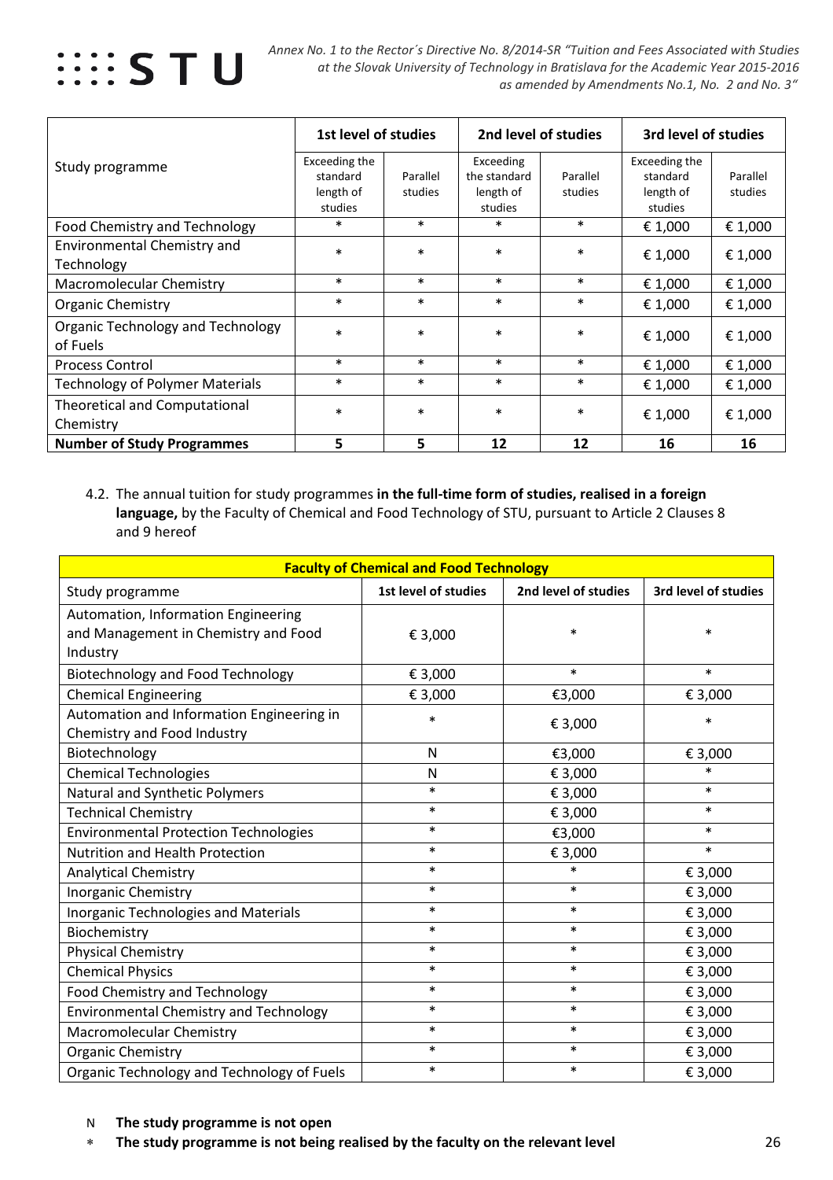| Study programme | 1st level of studies | | 2nd level of studies | | 3rd level of studies | |
|---|---|---|---|---|---|---|
| | Exceeding the standard length of studies | Parallel studies | Exceeding the standard length of studies | Parallel studies | Exceeding the standard length of studies | Parallel studies |
| Food Chemistry and Technology | * | * | * | * | € 1,000 | € 1,000 |
| Environmental Chemistry and Technology | * | * | * | * | € 1,000 | € 1,000 |
| Macromolecular Chemistry | * | * | * | * | € 1,000 | € 1,000 |
| Organic Chemistry | * | * | * | * | € 1,000 | € 1,000 |
| Organic Technology and Technology of Fuels | * | * | * | * | € 1,000 | € 1,000 |
| Process Control | * | * | * | * | € 1,000 | € 1,000 |
| Technology of Polymer Materials | * | * | * | * | € 1,000 | € 1,000 |
| Theoretical and Computational Chemistry | * | * | * | * | € 1,000 | € 1,000 |
| **Number of Study Programmes** | **5** | **5** | **12** | **12** | **16** | **16** |

4.2. The annual tuition for study programmes **in the full-time form of studies, realised in a foreign language,** by the Faculty of Chemical and Food Technology of STU, pursuant to Article 2 Clauses 8 and 9 hereof

| **Faculty of Chemical and Food Technology** | | | |
|---|---|---|---|
| Study programme | 1st level of studies | 2nd level of studies | 3rd level of studies |
| Automation, Information Engineering and Management in Chemistry and Food Industry | € 3,000 | * | * |
| Biotechnology and Food Technology | € 3,000 | * | * |
| Chemical Engineering | € 3,000 | €3,000 | € 3,000 |
| Automation and Information Engineering in Chemistry and Food Industry | * | € 3,000 | * |
| Biotechnology | N | €3,000 | € 3,000 |
| Chemical Technologies | N | € 3,000 | * |
| Natural and Synthetic Polymers | * | € 3,000 | * |
| Technical Chemistry | * | € 3,000 | * |
| Environmental Protection Technologies | * | €3,000 | * |
| Nutrition and Health Protection | * | € 3,000 | * |
| Analytical Chemistry | * | * | € 3,000 |
| Inorganic Chemistry | * | * | € 3,000 |
| Inorganic Technologies and Materials | * | * | € 3,000 |
| Biochemistry | * | * | € 3,000 |
| Physical Chemistry | * | * | € 3,000 |
| Chemical Physics | * | * | € 3,000 |
| Food Chemistry and Technology | * | * | € 3,000 |
| Environmental Chemistry and Technology | * | * | € 3,000 |
| Macromolecular Chemistry | * | * | € 3,000 |
| Organic Chemistry | * | * | € 3,000 |
| Organic Technology and Technology of Fuels | * | * | € 3,000 |

N **The study programme is not open**

* **The study programme is not being realised by the faculty on the relevant level**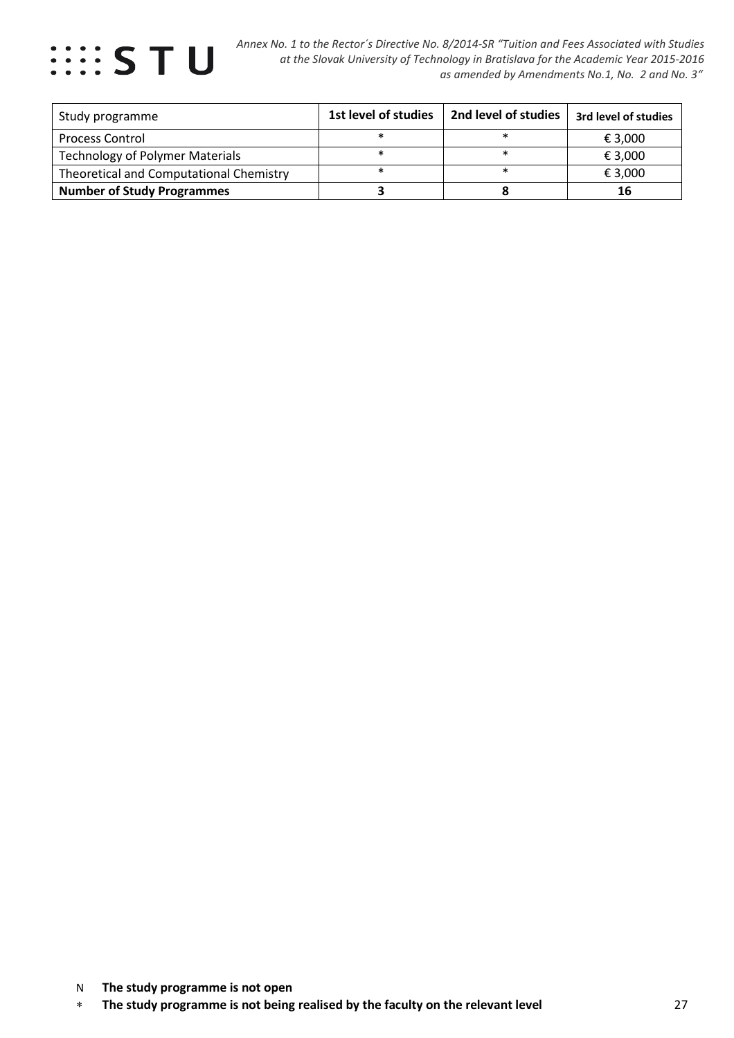| Study programme | 1st level of studies | 2nd level of studies | 3rd level of studies |
|---|---|---|---|
| Process Control | * | * | € 3,000 |
| Technology of Polymer Materials | * | * | € 3,000 |
| Theoretical and Computational Chemistry | * | * | € 3,000 |
| **Number of Study Programmes** | **3** | **8** | **16** |

N **The study programme is not open**

* **The study programme is not being realised by the faculty on the relevant level**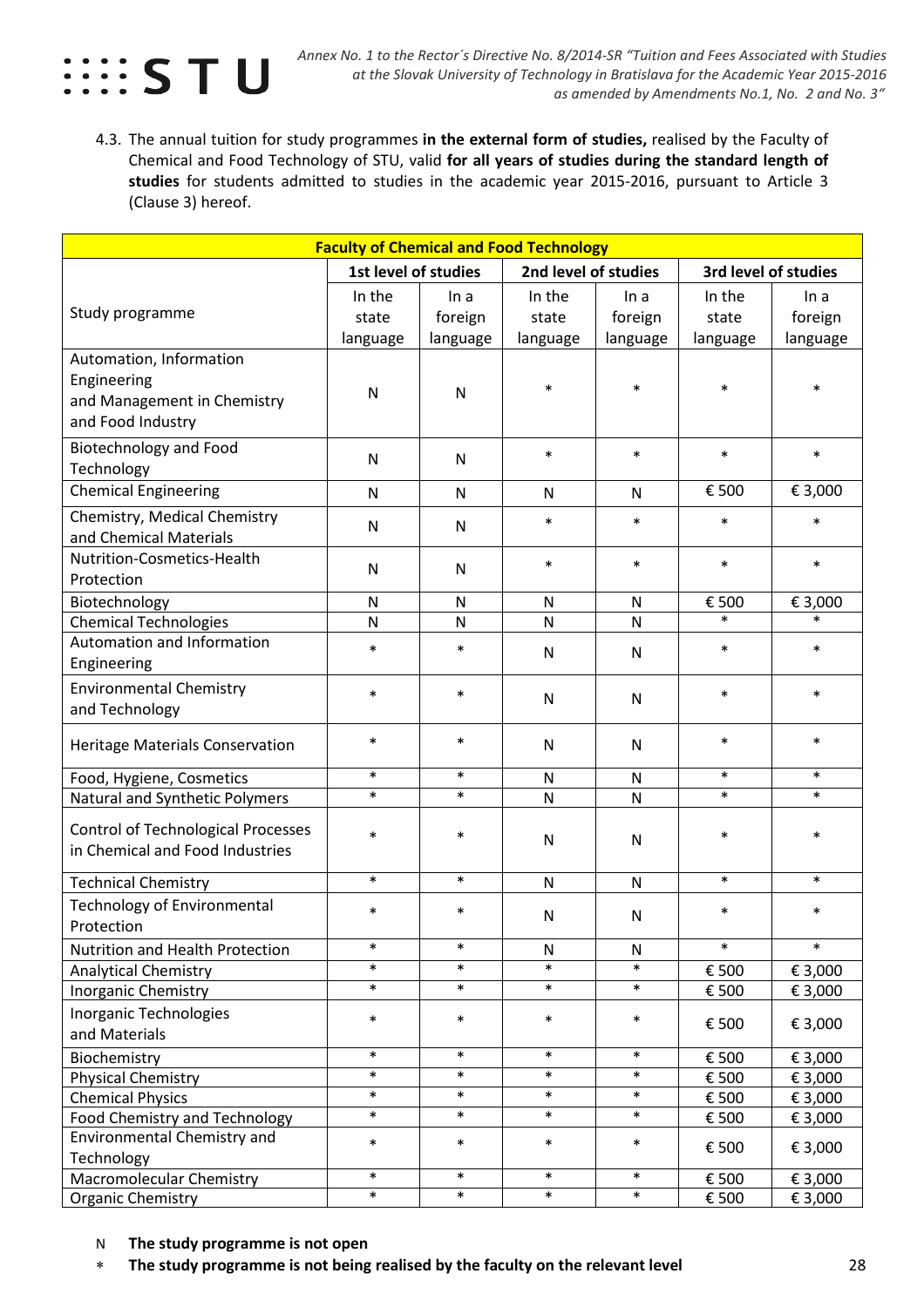4.3. The annual tuition for study programmes **in the external form of studies,** realised by the Faculty of Chemical and Food Technology of STU, valid **for all years of studies during the standard length of studies** for students admitted to studies in the academic year 2015-2016, pursuant to Article 3 (Clause 3) hereof.

| **Faculty of Chemical and Food Technology** | | | | | | |
|---|---|---|---|---|---|---|
| | **1st level of studies** | | **2nd level of studies** | | **3rd level of studies** | |
| Study programme | In the state language | In a foreign language | In the state language | In a foreign language | In the state language | In a foreign language |
| Automation, Information Engineering and Management in Chemistry and Food Industry | N | N | * | * | * | * |
| Biotechnology and Food Technology | N | N | * | * | * | * |
| Chemical Engineering | N | N | N | N | € 500 | € 3,000 |
| Chemistry, Medical Chemistry and Chemical Materials | N | N | * | * | * | * |
| Nutrition-Cosmetics-Health Protection | N | N | * | * | * | * |
| Biotechnology | N | N | N | N | € 500 | € 3,000 |
| Chemical Technologies | N | N | N | N | * | * |
| Automation and Information Engineering | * | * | N | N | * | * |
| Environmental Chemistry and Technology | * | * | N | N | * | * |
| Heritage Materials Conservation | * | * | N | N | * | * |
| Food, Hygiene, Cosmetics | * | * | N | N | * | * |
| Natural and Synthetic Polymers | * | * | N | N | * | * |
| Control of Technological Processes in Chemical and Food Industries | * | * | N | N | * | * |
| Technical Chemistry | * | * | N | N | * | * |
| Technology of Environmental Protection | * | * | N | N | * | * |
| Nutrition and Health Protection | * | * | N | N | * | * |
| Analytical Chemistry | * | * | * | * | € 500 | € 3,000 |
| Inorganic Chemistry | * | * | * | * | € 500 | € 3,000 |
| Inorganic Technologies and Materials | * | * | * | * | € 500 | € 3,000 |
| Biochemistry | * | * | * | * | € 500 | € 3,000 |
| Physical Chemistry | * | * | * | * | € 500 | € 3,000 |
| Chemical Physics | * | * | * | * | € 500 | € 3,000 |
| Food Chemistry and Technology | * | * | * | * | € 500 | € 3,000 |
| Environmental Chemistry and Technology | * | * | * | * | € 500 | € 3,000 |
| Macromolecular Chemistry | * | * | * | * | € 500 | € 3,000 |
| Organic Chemistry | * | * | * | * | € 500 | € 3,000 |

N **The study programme is not open**

∗ **The study programme is not being realised by the faculty on the relevant level**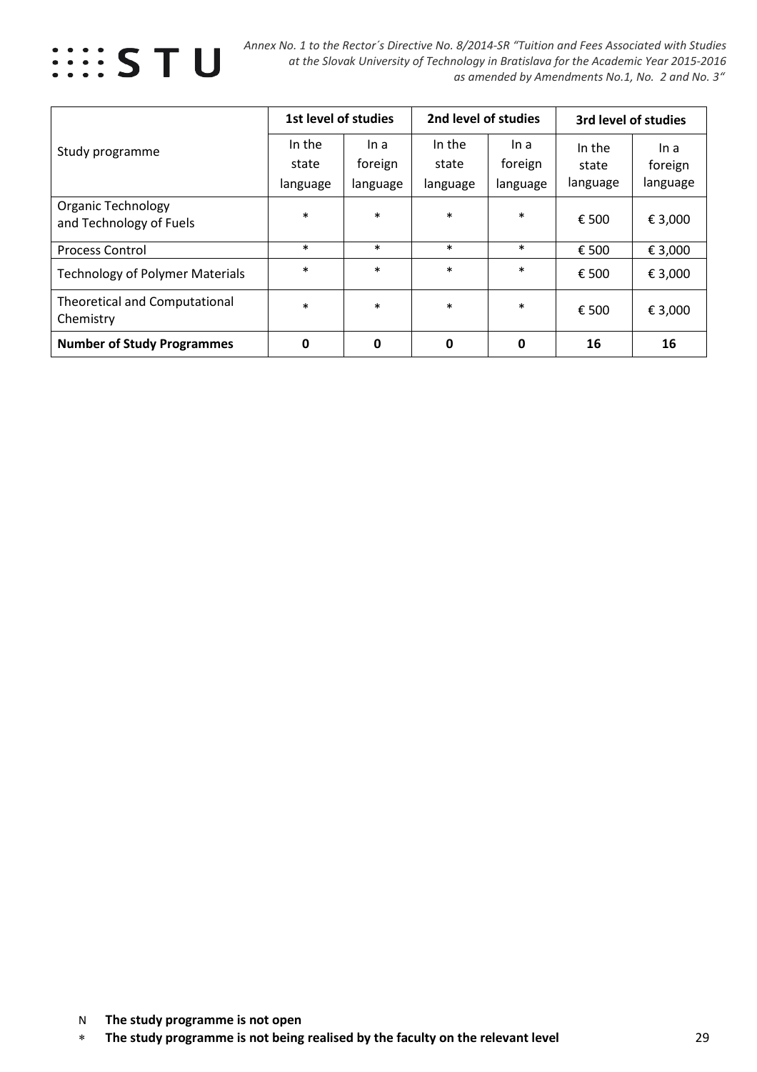| Study programme | 1st level of studies | | 2nd level of studies | | 3rd level of studies | |
|---|---|---|---|---|---|---|
| | In the state language | In a foreign language | In the state language | In a foreign language | In the state language | In a foreign language |
| Organic Technology and Technology of Fuels | * | * | * | * | € 500 | € 3,000 |
| Process Control | * | * | * | * | € 500 | € 3,000 |
| Technology of Polymer Materials | * | * | * | * | € 500 | € 3,000 |
| Theoretical and Computational Chemistry | * | * | * | * | € 500 | € 3,000 |
| **Number of Study Programmes** | **0** | **0** | **0** | **0** | **16** | **16** |

N **The study programme is not open**

* **The study programme is not being realised by the faculty on the relevant level**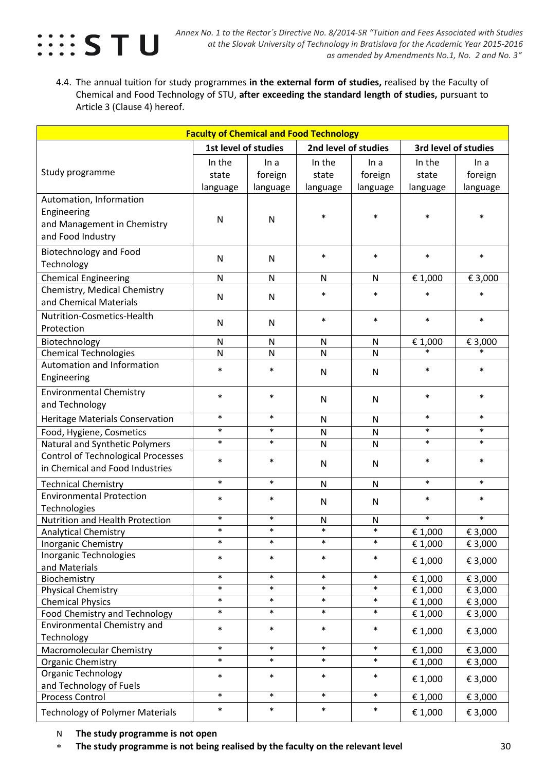4.4. The annual tuition for study programmes **in the external form of studies,** realised by the Faculty of Chemical and Food Technology of STU, **after exceeding the standard length of studies,** pursuant to Article 3 (Clause 4) hereof.

| **Faculty of Chemical and Food Technology** | | | | | | |
|---|---|---|---|---|---|---|
| Study programme | **1st level of studies** | | **2nd level of studies** | | **3rd level of studies** | |
| | In the state language | In a foreign language | In the state language | In a foreign language | In the state language | In a foreign language |
| Automation, Information Engineering and Management in Chemistry and Food Industry | N | N | * | * | * | * |
| Biotechnology and Food Technology | N | N | * | * | * | * |
| Chemical Engineering | N | N | N | N | € 1,000 | € 3,000 |
| Chemistry, Medical Chemistry and Chemical Materials | N | N | * | * | * | * |
| Nutrition-Cosmetics-Health Protection | N | N | * | * | * | * |
| Biotechnology | N | N | N | N | € 1,000 | € 3,000 |
| Chemical Technologies | N | N | N | N | * | * |
| Automation and Information Engineering | * | * | N | N | * | * |
| Environmental Chemistry and Technology | * | * | N | N | * | * |
| Heritage Materials Conservation | * | * | N | N | * | * |
| Food, Hygiene, Cosmetics | * | * | N | N | * | * |
| Natural and Synthetic Polymers | * | * | N | N | * | * |
| Control of Technological Processes in Chemical and Food Industries | * | * | N | N | * | * |
| Technical Chemistry | * | * | N | N | * | * |
| Environmental Protection Technologies | * | * | N | N | * | * |
| Nutrition and Health Protection | * | * | N | N | * | * |
| Analytical Chemistry | * | * | * | * | € 1,000 | € 3,000 |
| Inorganic Chemistry | * | * | * | * | € 1,000 | € 3,000 |
| Inorganic Technologies and Materials | * | * | * | * | € 1,000 | € 3,000 |
| Biochemistry | * | * | * | * | € 1,000 | € 3,000 |
| Physical Chemistry | * | * | * | * | € 1,000 | € 3,000 |
| Chemical Physics | * | * | * | * | € 1,000 | € 3,000 |
| Food Chemistry and Technology | * | * | * | * | € 1,000 | € 3,000 |
| Environmental Chemistry and Technology | * | * | * | * | € 1,000 | € 3,000 |
| Macromolecular Chemistry | * | * | * | * | € 1,000 | € 3,000 |
| Organic Chemistry | * | * | * | * | € 1,000 | € 3,000 |
| Organic Technology and Technology of Fuels | * | * | * | * | € 1,000 | € 3,000 |
| Process Control | * | * | * | * | € 1,000 | € 3,000 |
| Technology of Polymer Materials | * | * | * | * | € 1,000 | € 3,000 |

N **The study programme is not open**

\* **The study programme is not being realised by the faculty on the relevant level**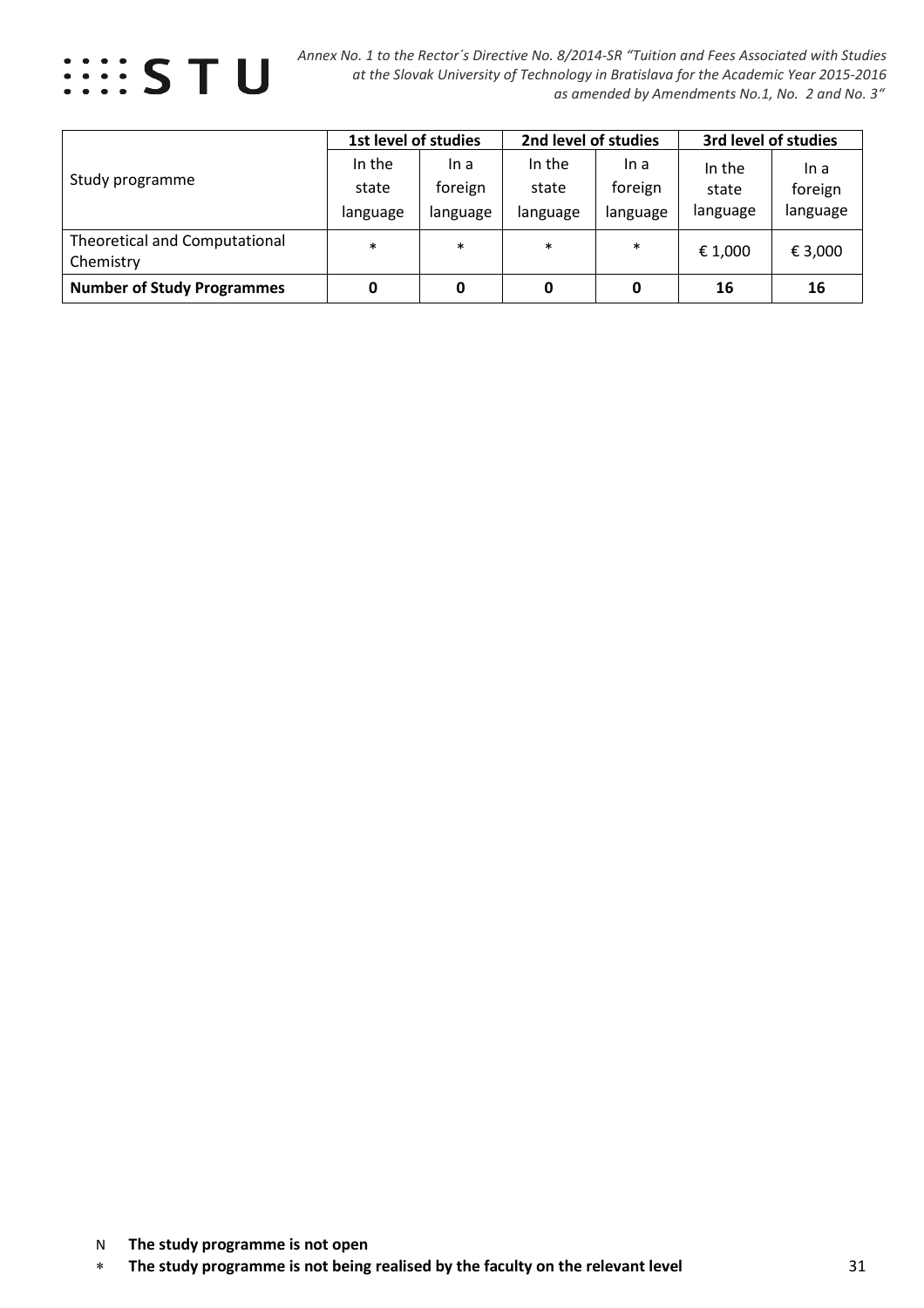| Study programme | 1st level of studies | | 2nd level of studies | | 3rd level of studies | |
|---|---|---|---|---|---|---|
| | In the state language | In a foreign language | In the state language | In a foreign language | In the state language | In a foreign language |
| Theoretical and Computational Chemistry | * | * | * | * | € 1,000 | € 3,000 |
| **Number of Study Programmes** | **0** | **0** | **0** | **0** | **16** | **16** |

N **The study programme is not open**

* **The study programme is not being realised by the faculty on the relevant level**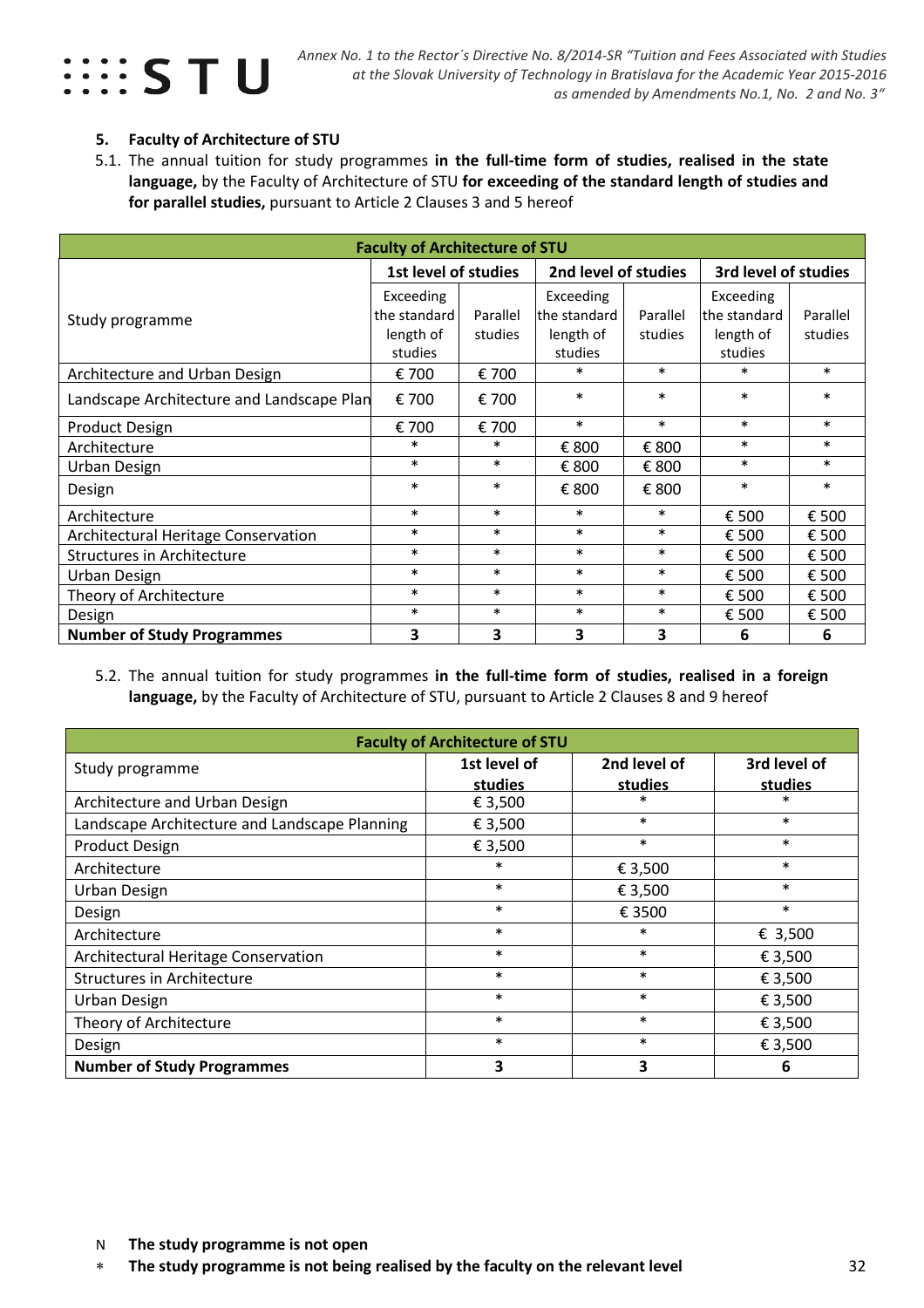## 5. Faculty of Architecture of STU

5.1. The annual tuition for study programmes **in the full-time form of studies, realised in the state language,** by the Faculty of Architecture of STU **for exceeding of the standard length of studies and for parallel studies,** pursuant to Article 2 Clauses 3 and 5 hereof

| Faculty of Architecture of STU | | | | | | |
|---|---|---|---|---|---|---|
| Study programme | 1st level of studies | | 2nd level of studies | | 3rd level of studies | |
| | Exceeding the standard length of studies | Parallel studies | Exceeding the standard length of studies | Parallel studies | Exceeding the standard length of studies | Parallel studies |
| Architecture and Urban Design | € 700 | € 700 | * | * | * | * |
| Landscape Architecture and Landscape Plan | € 700 | € 700 | * | * | * | * |
| Product Design | € 700 | € 700 | * | * | * | * |
| Architecture | * | * | € 800 | € 800 | * | * |
| Urban Design | * | * | € 800 | € 800 | * | * |
| Design | * | * | € 800 | € 800 | * | * |
| Architecture | * | * | * | * | € 500 | € 500 |
| Architectural Heritage Conservation | * | * | * | * | € 500 | € 500 |
| Structures in Architecture | * | * | * | * | € 500 | € 500 |
| Urban Design | * | * | * | * | € 500 | € 500 |
| Theory of Architecture | * | * | * | * | € 500 | € 500 |
| Design | * | * | * | * | € 500 | € 500 |
| **Number of Study Programmes** | **3** | **3** | **3** | **3** | **6** | **6** |

5.2. The annual tuition for study programmes **in the full-time form of studies, realised in a foreign language,** by the Faculty of Architecture of STU, pursuant to Article 2 Clauses 8 and 9 hereof

| Faculty of Architecture of STU | | | |
|---|---|---|---|
| Study programme | 1st level of studies | 2nd level of studies | 3rd level of studies |
| Architecture and Urban Design | € 3,500 | * | * |
| Landscape Architecture and Landscape Planning | € 3,500 | * | * |
| Product Design | € 3,500 | * | * |
| Architecture | * | € 3,500 | * |
| Urban Design | * | € 3,500 | * |
| Design | * | € 3500 | * |
| Architecture | * | * | € 3,500 |
| Architectural Heritage Conservation | * | * | € 3,500 |
| Structures in Architecture | * | * | € 3,500 |
| Urban Design | * | * | € 3,500 |
| Theory of Architecture | * | * | € 3,500 |
| Design | * | * | € 3,500 |
| **Number of Study Programmes** | **3** | **3** | **6** |

N **The study programme is not open**

* **The study programme is not being realised by the faculty on the relevant level**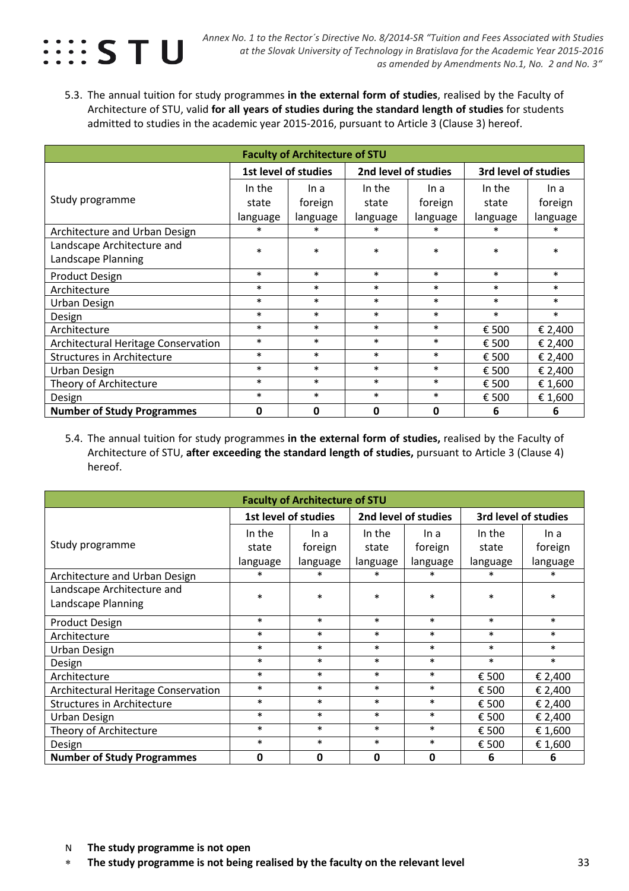5.3. The annual tuition for study programmes **in the external form of studies**, realised by the Faculty of Architecture of STU, valid **for all years of studies during the standard length of studies** for students admitted to studies in the academic year 2015-2016, pursuant to Article 3 (Clause 3) hereof.

| **Faculty of Architecture of STU** | | | | | | |
|---|---|---|---|---|---|---|
| Study programme | **1st level of studies** | | **2nd level of studies** | | **3rd level of studies** | |
| | In the state language | In a foreign language | In the state language | In a foreign language | In the state language | In a foreign language |
| Architecture and Urban Design | * | * | * | * | * | * |
| Landscape Architecture and Landscape Planning | * | * | * | * | * | * |
| Product Design | * | * | * | * | * | * |
| Architecture | * | * | * | * | * | * |
| Urban Design | * | * | * | * | * | * |
| Design | * | * | * | * | * | * |
| Architecture | * | * | * | * | € 500 | € 2,400 |
| Architectural Heritage Conservation | * | * | * | * | € 500 | € 2,400 |
| Structures in Architecture | * | * | * | * | € 500 | € 2,400 |
| Urban Design | * | * | * | * | € 500 | € 2,400 |
| Theory of Architecture | * | * | * | * | € 500 | € 1,600 |
| Design | * | * | * | * | € 500 | € 1,600 |
| **Number of Study Programmes** | **0** | **0** | **0** | **0** | **6** | **6** |

5.4. The annual tuition for study programmes **in the external form of studies,** realised by the Faculty of Architecture of STU, **after exceeding the standard length of studies,** pursuant to Article 3 (Clause 4) hereof.

| **Faculty of Architecture of STU** | | | | | | |
|---|---|---|---|---|---|---|
| Study programme | **1st level of studies** | | **2nd level of studies** | | **3rd level of studies** | |
| | In the state language | In a foreign language | In the state language | In a foreign language | In the state language | In a foreign language |
| Architecture and Urban Design | * | * | * | * | * | * |
| Landscape Architecture and Landscape Planning | * | * | * | * | * | * |
| Product Design | * | * | * | * | * | * |
| Architecture | * | * | * | * | * | * |
| Urban Design | * | * | * | * | * | * |
| Design | * | * | * | * | * | * |
| Architecture | * | * | * | * | € 500 | € 2,400 |
| Architectural Heritage Conservation | * | * | * | * | € 500 | € 2,400 |
| Structures in Architecture | * | * | * | * | € 500 | € 2,400 |
| Urban Design | * | * | * | * | € 500 | € 2,400 |
| Theory of Architecture | * | * | * | * | € 500 | € 1,600 |
| Design | * | * | * | * | € 500 | € 1,600 |
| **Number of Study Programmes** | **0** | **0** | **0** | **0** | **6** | **6** |

N **The study programme is not open**

* **The study programme is not being realised by the faculty on the relevant level**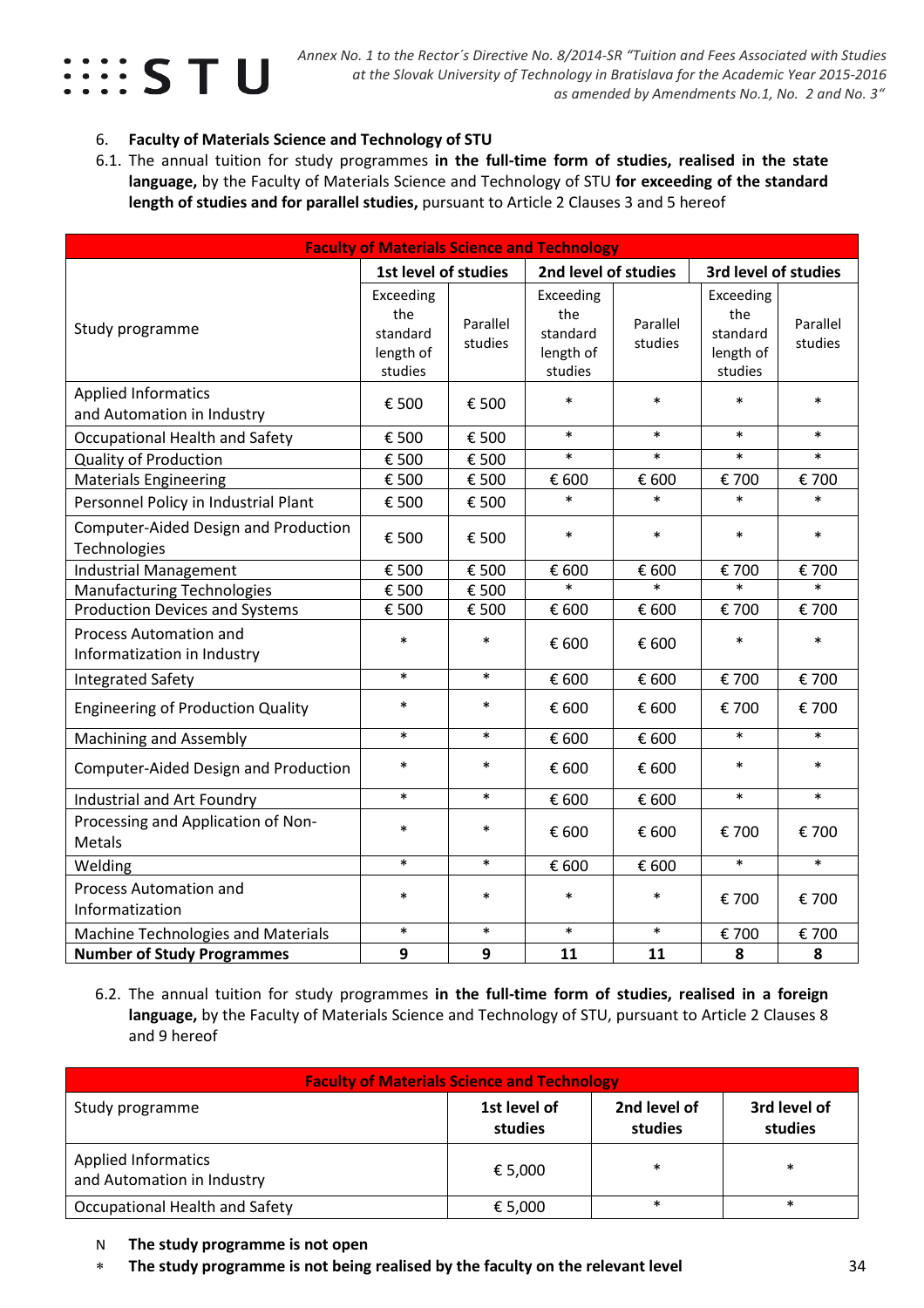6. **Faculty of Materials Science and Technology of STU**

6.1. The annual tuition for study programmes **in the full-time form of studies, realised in the state language,** by the Faculty of Materials Science and Technology of STU **for exceeding of the standard length of studies and for parallel studies,** pursuant to Article 2 Clauses 3 and 5 hereof

| **Faculty of Materials Science and Technology** | | | | | | |
|---|---|---|---|---|---|---|
| | **1st level of studies** | | **2nd level of studies** | | **3rd level of studies** | |
| Study programme | Exceeding the standard length of studies | Parallel studies | Exceeding the standard length of studies | Parallel studies | Exceeding the standard length of studies | Parallel studies |
| Applied Informatics and Automation in Industry | € 500 | € 500 | * | * | * | * |
| Occupational Health and Safety | € 500 | € 500 | * | * | * | * |
| Quality of Production | € 500 | € 500 | * | * | * | * |
| Materials Engineering | € 500 | € 500 | € 600 | € 600 | € 700 | € 700 |
| Personnel Policy in Industrial Plant | € 500 | € 500 | * | * | * | * |
| Computer-Aided Design and Production Technologies | € 500 | € 500 | * | * | * | * |
| Industrial Management | € 500 | € 500 | € 600 | € 600 | € 700 | € 700 |
| Manufacturing Technologies | € 500 | € 500 | * | * | * | * |
| Production Devices and Systems | € 500 | € 500 | € 600 | € 600 | € 700 | € 700 |
| Process Automation and Informatization in Industry | * | * | € 600 | € 600 | * | * |
| Integrated Safety | * | * | € 600 | € 600 | € 700 | € 700 |
| Engineering of Production Quality | * | * | € 600 | € 600 | € 700 | € 700 |
| Machining and Assembly | * | * | € 600 | € 600 | * | * |
| Computer-Aided Design and Production | * | * | € 600 | € 600 | * | * |
| Industrial and Art Foundry | * | * | € 600 | € 600 | * | * |
| Processing and Application of Non-Metals | * | * | € 600 | € 600 | € 700 | € 700 |
| Welding | * | * | € 600 | € 600 | * | * |
| Process Automation and Informatization | * | * | * | * | € 700 | € 700 |
| Machine Technologies and Materials | * | * | * | * | € 700 | € 700 |
| **Number of Study Programmes** | **9** | **9** | **11** | **11** | **8** | **8** |

6.2. The annual tuition for study programmes **in the full-time form of studies, realised in a foreign language,** by the Faculty of Materials Science and Technology of STU, pursuant to Article 2 Clauses 8 and 9 hereof

| **Faculty of Materials Science and Technology** | | | |
|---|---|---|---|
| Study programme | **1st level of studies** | **2nd level of studies** | **3rd level of studies** |
| Applied Informatics and Automation in Industry | € 5,000 | * | * |
| Occupational Health and Safety | € 5,000 | * | * |

N **The study programme is not open**

* **The study programme is not being realised by the faculty on the relevant level**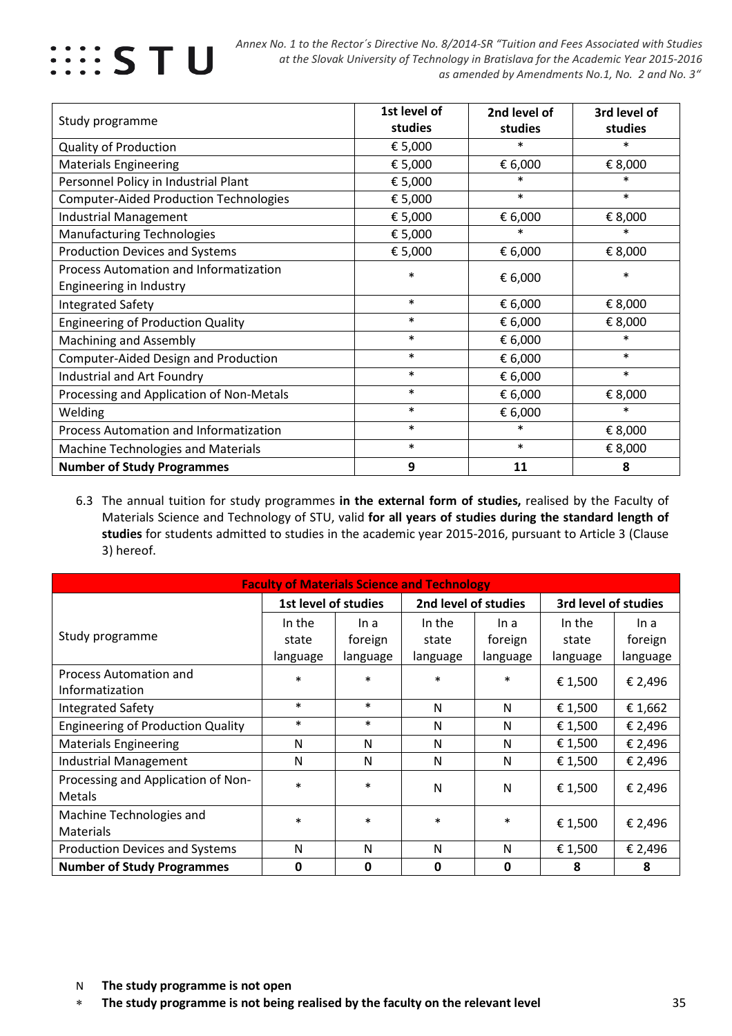| Study programme | 1st level of studies | 2nd level of studies | 3rd level of studies |
|---|---|---|---|
| Quality of Production | € 5,000 | * | * |
| Materials Engineering | € 5,000 | € 6,000 | € 8,000 |
| Personnel Policy in Industrial Plant | € 5,000 | * | * |
| Computer-Aided Production Technologies | € 5,000 | * | * |
| Industrial Management | € 5,000 | € 6,000 | € 8,000 |
| Manufacturing Technologies | € 5,000 | * | * |
| Production Devices and Systems | € 5,000 | € 6,000 | € 8,000 |
| Process Automation and Information Engineering in Industry | * | € 6,000 | * |
| Integrated Safety | * | € 6,000 | € 8,000 |
| Engineering of Production Quality | * | € 6,000 | € 8,000 |
| Machining and Assembly | * | € 6,000 | * |
| Computer-Aided Design and Production | * | € 6,000 | * |
| Industrial and Art Foundry | * | € 6,000 | * |
| Processing and Application of Non-Metals | * | € 6,000 | € 8,000 |
| Welding | * | € 6,000 | * |
| Process Automation and Informatization | * | * | € 8,000 |
| Machine Technologies and Materials | * | * | € 8,000 |
| **Number of Study Programmes** | **9** | **11** | **8** |

6.3 The annual tuition for study programmes **in the external form of studies,** realised by the Faculty of Materials Science and Technology of STU, valid **for all years of studies during the standard length of studies** for students admitted to studies in the academic year 2015-2016, pursuant to Article 3 (Clause 3) hereof.

| **Faculty of Materials Science and Technology** | | | | | | |
|---|---|---|---|---|---|---|
| Study programme | **1st level of studies** | | **2nd level of studies** | | **3rd level of studies** | |
| | In the state language | In a foreign language | In the state language | In a foreign language | In the state language | In a foreign language |
| Process Automation and Informatization | * | * | * | * | € 1,500 | € 2,496 |
| Integrated Safety | * | * | N | N | € 1,500 | € 1,662 |
| Engineering of Production Quality | * | * | N | N | € 1,500 | € 2,496 |
| Materials Engineering | N | N | N | N | € 1,500 | € 2,496 |
| Industrial Management | N | N | N | N | € 1,500 | € 2,496 |
| Processing and Application of Non-Metals | * | * | N | N | € 1,500 | € 2,496 |
| Machine Technologies and Materials | * | * | * | * | € 1,500 | € 2,496 |
| Production Devices and Systems | N | N | N | N | € 1,500 | € 2,496 |
| **Number of Study Programmes** | **0** | **0** | **0** | **0** | **8** | **8** |

N **The study programme is not open**

* **The study programme is not being realised by the faculty on the relevant level**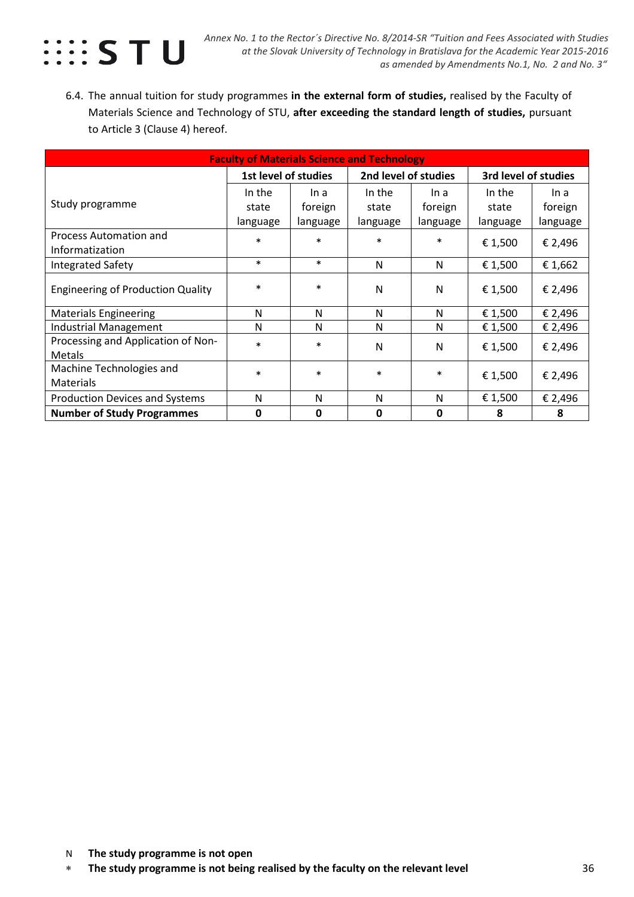6.4. The annual tuition for study programmes **in the external form of studies,** realised by the Faculty of Materials Science and Technology of STU, **after exceeding the standard length of studies,** pursuant to Article 3 (Clause 4) hereof.

| **Faculty of Materials Science and Technology** | | | | | | |
|---|---|---|---|---|---|---|
| Study programme | **1st level of studies** | | **2nd level of studies** | | **3rd level of studies** | |
| | In the state language | In a foreign language | In the state language | In a foreign language | In the state language | In a foreign language |
| Process Automation and Informatization | * | * | * | * | € 1,500 | € 2,496 |
| Integrated Safety | * | * | N | N | € 1,500 | € 1,662 |
| Engineering of Production Quality | * | * | N | N | € 1,500 | € 2,496 |
| Materials Engineering | N | N | N | N | € 1,500 | € 2,496 |
| Industrial Management | N | N | N | N | € 1,500 | € 2,496 |
| Processing and Application of Non-Metals | * | * | N | N | € 1,500 | € 2,496 |
| Machine Technologies and Materials | * | * | * | * | € 1,500 | € 2,496 |
| Production Devices and Systems | N | N | N | N | € 1,500 | € 2,496 |
| **Number of Study Programmes** | **0** | **0** | **0** | **0** | **8** | **8** |

N **The study programme is not open**

* **The study programme is not being realised by the faculty on the relevant level**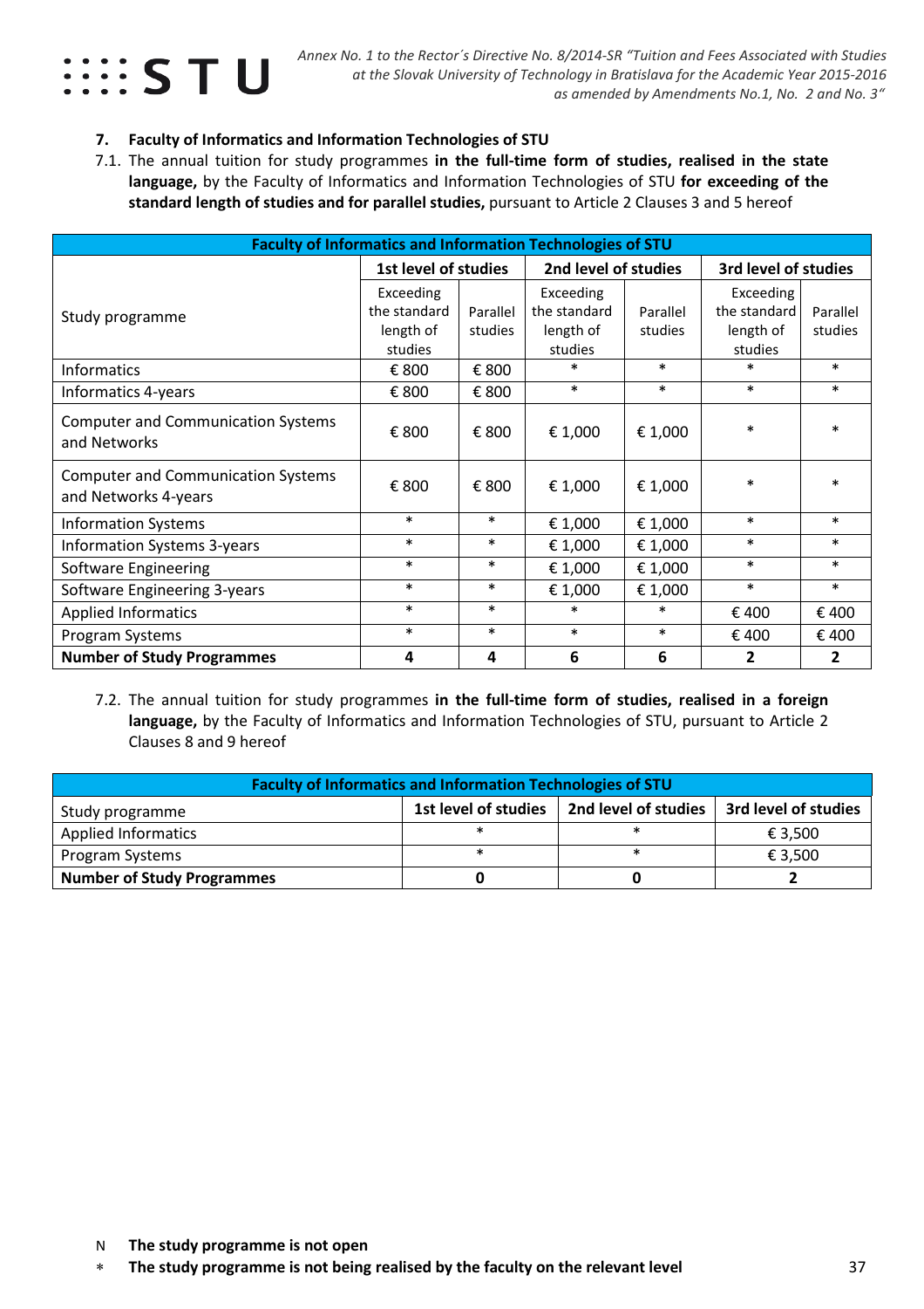## 7. Faculty of Informatics and Information Technologies of STU

7.1. The annual tuition for study programmes **in the full-time form of studies, realised in the state language,** by the Faculty of Informatics and Information Technologies of STU **for exceeding of the standard length of studies and for parallel studies,** pursuant to Article 2 Clauses 3 and 5 hereof

| Faculty of Informatics and Information Technologies of STU | | | | | | |
|---|---|---|---|---|---|---|
| Study programme | **1st level of studies** | | **2nd level of studies** | | **3rd level of studies** | |
| | Exceeding the standard length of studies | Parallel studies | Exceeding the standard length of studies | Parallel studies | Exceeding the standard length of studies | Parallel studies |
| Informatics | € 800 | € 800 | * | * | * | * |
| Informatics 4-years | € 800 | € 800 | * | * | * | * |
| Computer and Communication Systems and Networks | € 800 | € 800 | € 1,000 | € 1,000 | * | * |
| Computer and Communication Systems and Networks 4-years | € 800 | € 800 | € 1,000 | € 1,000 | * | * |
| Information Systems | * | * | € 1,000 | € 1,000 | * | * |
| Information Systems 3-years | * | * | € 1,000 | € 1,000 | * | * |
| Software Engineering | * | * | € 1,000 | € 1,000 | * | * |
| Software Engineering 3-years | * | * | € 1,000 | € 1,000 | * | * |
| Applied Informatics | * | * | * | * | € 400 | € 400 |
| Program Systems | * | * | * | * | € 400 | € 400 |
| **Number of Study Programmes** | **4** | **4** | **6** | **6** | **2** | **2** |

7.2. The annual tuition for study programmes **in the full-time form of studies, realised in a foreign language,** by the Faculty of Informatics and Information Technologies of STU, pursuant to Article 2 Clauses 8 and 9 hereof

| Faculty of Informatics and Information Technologies of STU | | | |
|---|---|---|---|
| Study programme | **1st level of studies** | **2nd level of studies** | **3rd level of studies** |
| Applied Informatics | * | * | € 3,500 |
| Program Systems | * | * | € 3,500 |
| **Number of Study Programmes** | **0** | **0** | **2** |

N **The study programme is not open**

* **The study programme is not being realised by the faculty on the relevant level**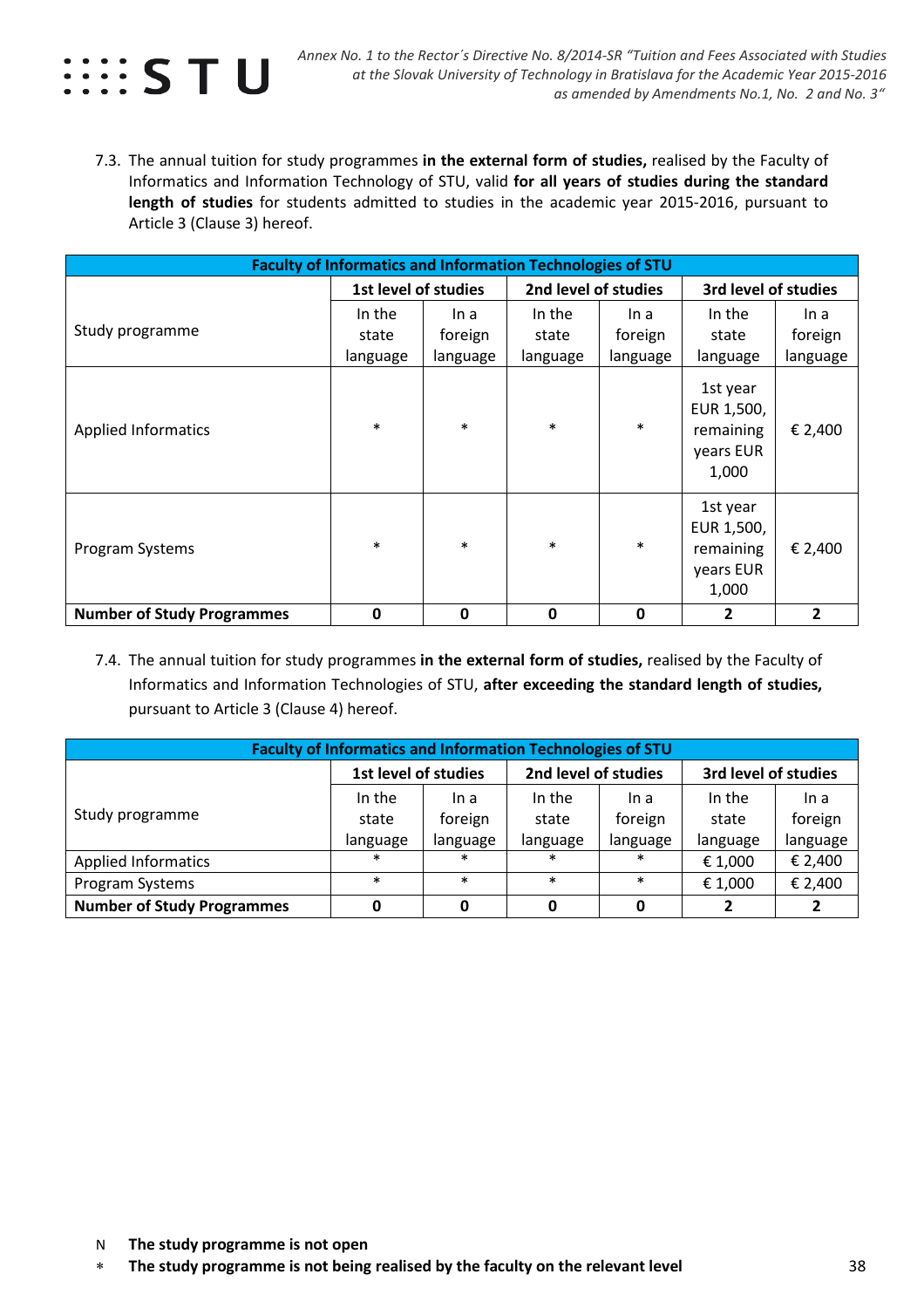7.3. The annual tuition for study programmes **in the external form of studies,** realised by the Faculty of Informatics and Information Technology of STU, valid **for all years of studies during the standard length of studies** for students admitted to studies in the academic year 2015-2016, pursuant to Article 3 (Clause 3) hereof.

| **Faculty of Informatics and Information Technologies of STU** | | | | | | |
|---|---|---|---|---|---|---|
| Study programme | **1st level of studies** | | **2nd level of studies** | | **3rd level of studies** | |
| | In the state language | In a foreign language | In the state language | In a foreign language | In the state language | In a foreign language |
| Applied Informatics | * | * | * | * | 1st year EUR 1,500, remaining years EUR 1,000 | € 2,400 |
| Program Systems | * | * | * | * | 1st year EUR 1,500, remaining years EUR 1,000 | € 2,400 |
| **Number of Study Programmes** | **0** | **0** | **0** | **0** | **2** | **2** |

7.4. The annual tuition for study programmes **in the external form of studies,** realised by the Faculty of Informatics and Information Technologies of STU, **after exceeding the standard length of studies,** pursuant to Article 3 (Clause 4) hereof.

| **Faculty of Informatics and Information Technologies of STU** | | | | | | |
|---|---|---|---|---|---|---|
| Study programme | **1st level of studies** | | **2nd level of studies** | | **3rd level of studies** | |
| | In the state language | In a foreign language | In the state language | In a foreign language | In the state language | In a foreign language |
| Applied Informatics | * | * | * | * | € 1,000 | € 2,400 |
| Program Systems | * | * | * | * | € 1,000 | € 2,400 |
| **Number of Study Programmes** | **0** | **0** | **0** | **0** | **2** | **2** |

N **The study programme is not open**

* **The study programme is not being realised by the faculty on the relevant level**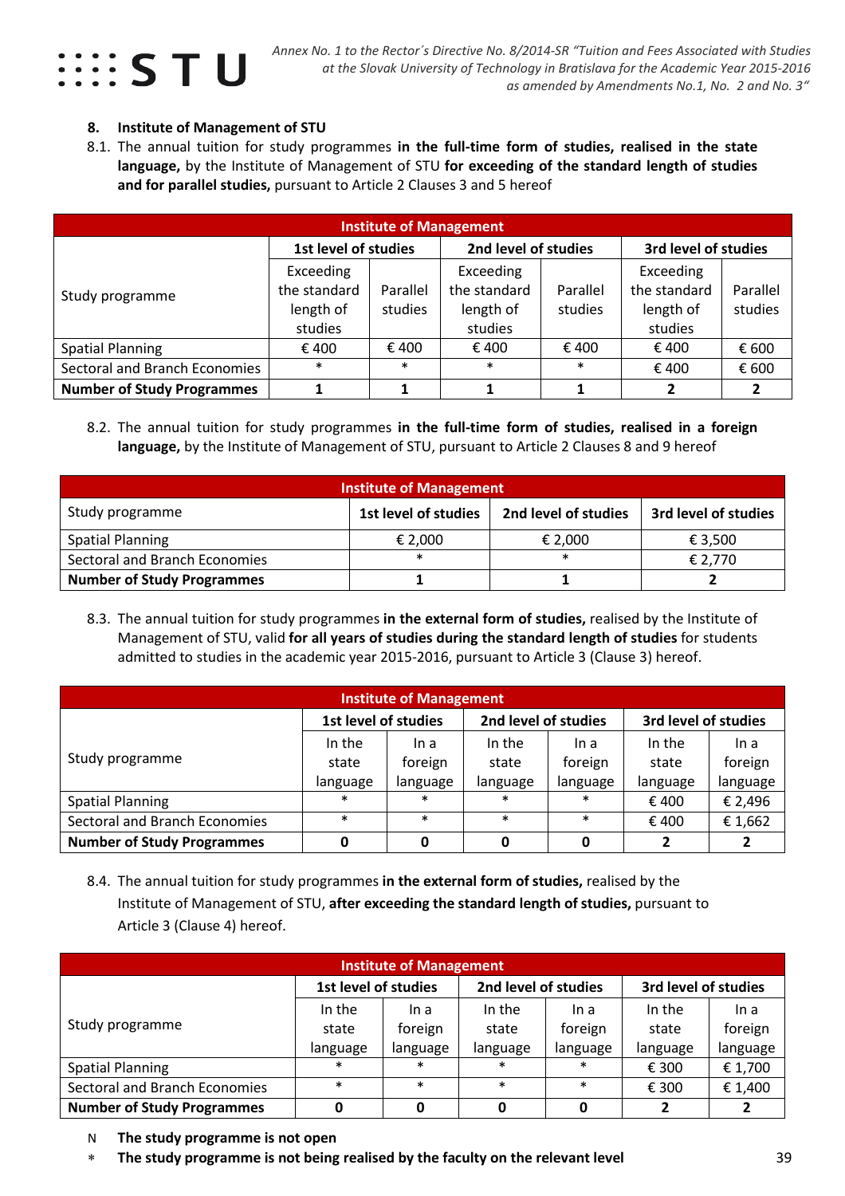## 8. Institute of Management of STU

8.1. The annual tuition for study programmes **in the full-time form of studies, realised in the state language,** by the Institute of Management of STU **for exceeding of the standard length of studies and for parallel studies,** pursuant to Article 2 Clauses 3 and 5 hereof

| Institute of Management | | | | | | |
|---|---|---|---|---|---|---|
| Study programme | 1st level of studies | | 2nd level of studies | | 3rd level of studies | |
| | Exceeding the standard length of studies | Parallel studies | Exceeding the standard length of studies | Parallel studies | Exceeding the standard length of studies | Parallel studies |
| Spatial Planning | € 400 | € 400 | € 400 | € 400 | € 400 | € 600 |
| Sectoral and Branch Economies | * | * | * | * | € 400 | € 600 |
| **Number of Study Programmes** | **1** | **1** | **1** | **1** | **2** | **2** |

8.2. The annual tuition for study programmes **in the full-time form of studies, realised in a foreign language,** by the Institute of Management of STU, pursuant to Article 2 Clauses 8 and 9 hereof

| Institute of Management | | | |
|---|---|---|---|
| Study programme | **1st level of studies** | **2nd level of studies** | **3rd level of studies** |
| Spatial Planning | € 2,000 | € 2,000 | € 3,500 |
| Sectoral and Branch Economies | * | * | € 2,770 |
| **Number of Study Programmes** | **1** | **1** | **2** |

8.3. The annual tuition for study programmes **in the external form of studies,** realised by the Institute of Management of STU, valid **for all years of studies during the standard length of studies** for students admitted to studies in the academic year 2015-2016, pursuant to Article 3 (Clause 3) hereof.

| Institute of Management | | | | | | |
|---|---|---|---|---|---|---|
| Study programme | 1st level of studies | | 2nd level of studies | | 3rd level of studies | |
| | In the state language | In a foreign language | In the state language | In a foreign language | In the state language | In a foreign language |
| Spatial Planning | * | * | * | * | € 400 | € 2,496 |
| Sectoral and Branch Economies | * | * | * | * | € 400 | € 1,662 |
| **Number of Study Programmes** | **0** | **0** | **0** | **0** | **2** | **2** |

8.4. The annual tuition for study programmes **in the external form of studies,** realised by the Institute of Management of STU, **after exceeding the standard length of studies,** pursuant to Article 3 (Clause 4) hereof.

| Institute of Management | | | | | | |
|---|---|---|---|---|---|---|
| Study programme | 1st level of studies | | 2nd level of studies | | 3rd level of studies | |
| | In the state language | In a foreign language | In the state language | In a foreign language | In the state language | In a foreign language |
| Spatial Planning | * | * | * | * | € 300 | € 1,700 |
| Sectoral and Branch Economies | * | * | * | * | € 300 | € 1,400 |
| **Number of Study Programmes** | **0** | **0** | **0** | **0** | **2** | **2** |

N **The study programme is not open**

∗ **The study programme is not being realised by the faculty on the relevant level**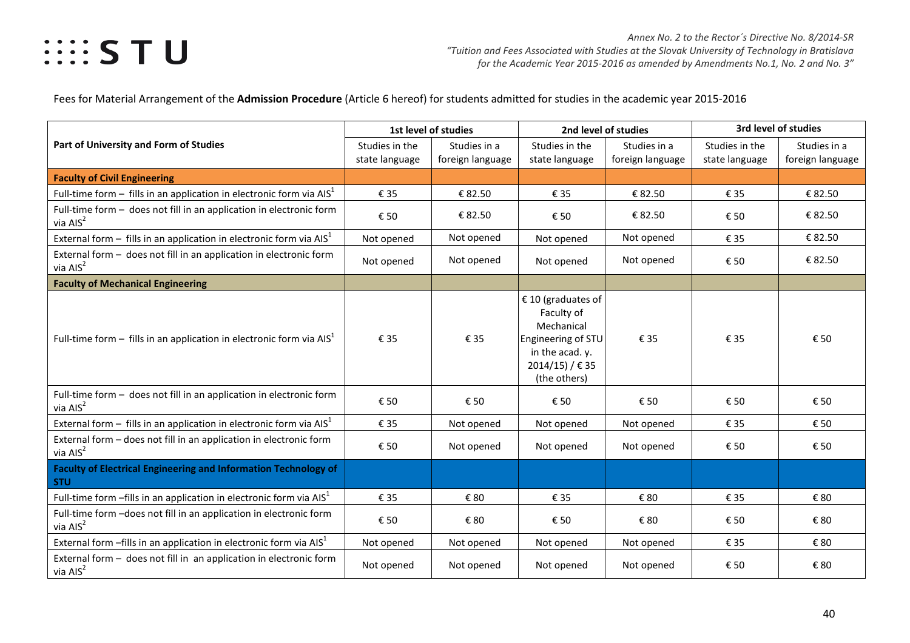Annex No. 2 to the Rector´s Directive No. 8/2014-SR
*"Tuition and Fees Associated with Studies at the Slovak University of Technology in Bratislava for the Academic Year 2015-2016 as amended by Amendments No.1, No. 2 and No. 3"*

Fees for Material Arrangement of the **Admission Procedure** (Article 6 hereof) for students admitted for studies in the academic year 2015-2016

| Part of University and Form of Studies | 1st level of studies | | 2nd level of studies | | 3rd level of studies | |
|---|---|---|---|---|---|---|
| | Studies in the state language | Studies in a foreign language | Studies in the state language | Studies in a foreign language | Studies in the state language | Studies in a foreign language |
| **Faculty of Civil Engineering** | | | | | | |
| Full-time form – fills in an application in electronic form via AIS[1] | € 35 | € 82.50 | € 35 | € 82.50 | € 35 | € 82.50 |
| Full-time form – does not fill in an application in electronic form via AIS[2] | € 50 | € 82.50 | € 50 | € 82.50 | € 50 | € 82.50 |
| External form – fills in an application in electronic form via AIS[1] | Not opened | Not opened | Not opened | Not opened | € 35 | € 82.50 |
| External form – does not fill in an application in electronic form via AIS[2] | Not opened | Not opened | Not opened | Not opened | € 50 | € 82.50 |
| **Faculty of Mechanical Engineering** | | | | | | |
| Full-time form – fills in an application in electronic form via AIS[1] | € 35 | € 35 | € 10 (graduates of Faculty of Mechanical Engineering of STU in the acad. y. 2014/15) / € 35 (the others) | € 35 | € 35 | € 50 |
| Full-time form – does not fill in an application in electronic form via AIS[2] | € 50 | € 50 | € 50 | € 50 | € 50 | € 50 |
| External form – fills in an application in electronic form via AIS[1] | € 35 | Not opened | Not opened | Not opened | € 35 | € 50 |
| External form – does not fill in an application in electronic form via AIS[2] | € 50 | Not opened | Not opened | Not opened | € 50 | € 50 |
| **Faculty of Electrical Engineering and Information Technology of STU** | | | | | | |
| Full-time form –fills in an application in electronic form via AIS[1] | € 35 | € 80 | € 35 | € 80 | € 35 | € 80 |
| Full-time form –does not fill in an application in electronic form via AIS[2] | € 50 | € 80 | € 50 | € 80 | € 50 | € 80 |
| External form –fills in an application in electronic form via AIS[1] | Not opened | Not opened | Not opened | Not opened | € 35 | € 80 |
| External form – does not fill in an application in electronic form via AIS[2] | Not opened | Not opened | Not opened | Not opened | € 50 | € 80 |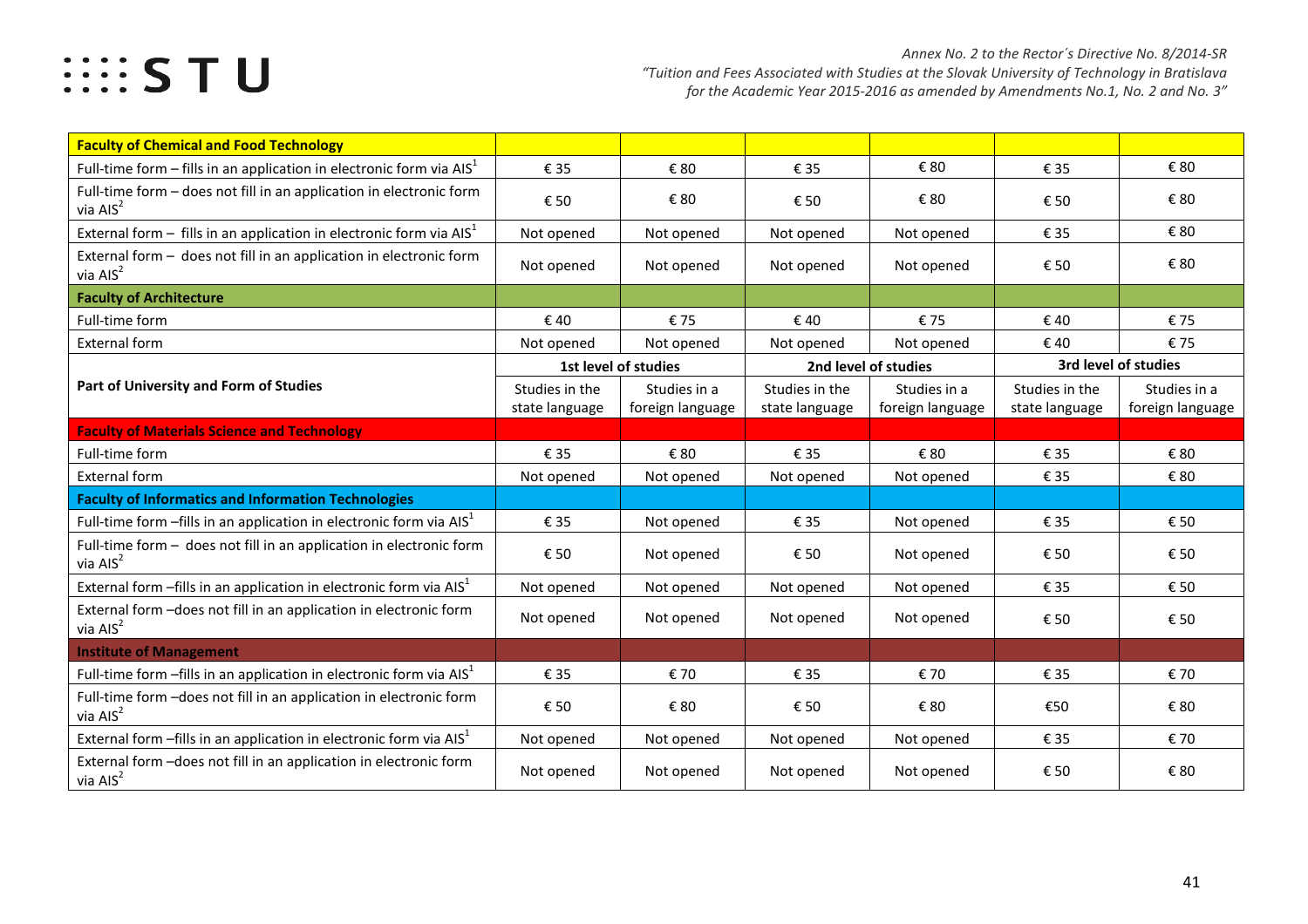| Faculty of Chemical and Food Technology | | | | | | |
|---|---|---|---|---|---|---|
| Full-time form – fills in an application in electronic form via AIS[1] | € 35 | € 80 | € 35 | € 80 | € 35 | € 80 |
| Full-time form – does not fill in an application in electronic form via AIS[2] | € 50 | € 80 | € 50 | € 80 | € 50 | € 80 |
| External form – fills in an application in electronic form via AIS[1] | Not opened | Not opened | Not opened | Not opened | € 35 | € 80 |
| External form – does not fill in an application in electronic form via AIS[2] | Not opened | Not opened | Not opened | Not opened | € 50 | € 80 |
| **Faculty of Architecture** | | | | | | |
| Full-time form | € 40 | € 75 | € 40 | € 75 | € 40 | € 75 |
| External form | Not opened | Not opened | Not opened | Not opened | € 40 | € 75 |

| Part of University and Form of Studies | 1st level of studies | | 2nd level of studies | | 3rd level of studies | |
|---|---|---|---|---|---|---|
| | Studies in the state language | Studies in a foreign language | Studies in the state language | Studies in a foreign language | Studies in the state language | Studies in a foreign language |
| **Faculty of Materials Science and Technology** | | | | | | |
| Full-time form | € 35 | € 80 | € 35 | € 80 | € 35 | € 80 |
| External form | Not opened | Not opened | Not opened | Not opened | € 35 | € 80 |
| **Faculty of Informatics and Information Technologies** | | | | | | |
| Full-time form –fills in an application in electronic form via AIS[1] | € 35 | Not opened | € 35 | Not opened | € 35 | € 50 |
| Full-time form – does not fill in an application in electronic form via AIS[2] | € 50 | Not opened | € 50 | Not opened | € 50 | € 50 |
| External form –fills in an application in electronic form via AIS[1] | Not opened | Not opened | Not opened | Not opened | € 35 | € 50 |
| External form –does not fill in an application in electronic form via AIS[2] | Not opened | Not opened | Not opened | Not opened | € 50 | € 50 |
| **Institute of Management** | | | | | | |
| Full-time form –fills in an application in electronic form via AIS[1] | € 35 | € 70 | € 35 | € 70 | € 35 | € 70 |
| Full-time form –does not fill in an application in electronic form via AIS[2] | € 50 | € 80 | € 50 | € 80 | €50 | € 80 |
| External form –fills in an application in electronic form via AIS[1] | Not opened | Not opened | Not opened | Not opened | € 35 | € 70 |
| External form –does not fill in an application in electronic form via AIS[2] | Not opened | Not opened | Not opened | Not opened | € 50 | € 80 |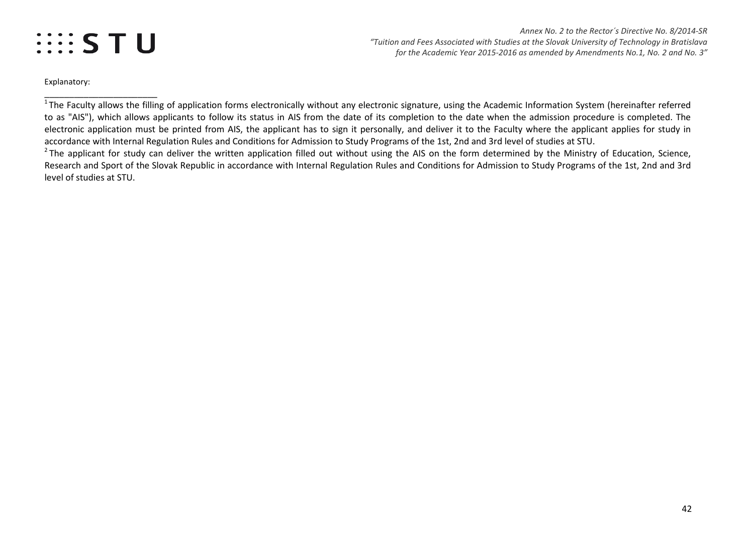Explanatory:

________________________

[1] The Faculty allows the filling of application forms electronically without any electronic signature, using the Academic Information System (hereinafter referred to as "AIS"), which allows applicants to follow its status in AIS from the date of its completion to the date when the admission procedure is completed. The electronic application must be printed from AIS, the applicant has to sign it personally, and deliver it to the Faculty where the applicant applies for study in accordance with Internal Regulation Rules and Conditions for Admission to Study Programs of the 1st, 2nd and 3rd level of studies at STU.

[2] The applicant for study can deliver the written application filled out without using the AIS on the form determined by the Ministry of Education, Science, Research and Sport of the Slovak Republic in accordance with Internal Regulation Rules and Conditions for Admission to Study Programs of the 1st, 2nd and 3rd level of studies at STU.